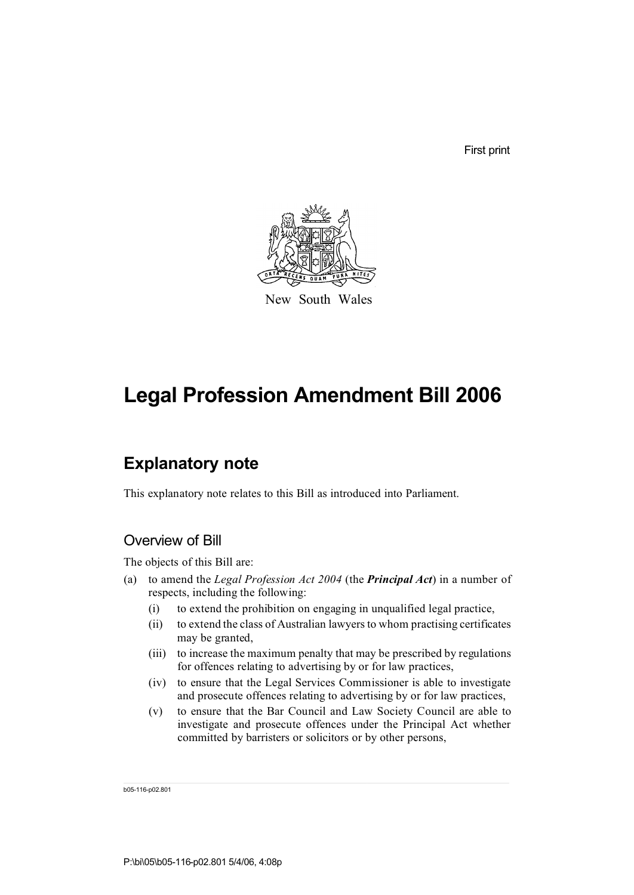First print

New South Wales

# Legal Profession Amendment Bill 2006

## Explanatory note

This explanatory note relates to this Bill as introduced into Parliament.

### Overview of Bill

The objects of this Bill are:

(a) to amend the *Legal Profession Act 2004* (the ***Principal Act***) in a number of respects, including the following:

   (i) to extend the prohibition on engaging in unqualified legal practice,

   (ii) to extend the class of Australian lawyers to whom practising certificates may be granted,

   (iii) to increase the maximum penalty that may be prescribed by regulations for offences relating to advertising by or for law practices,

   (iv) to ensure that the Legal Services Commissioner is able to investigate and prosecute offences relating to advertising by or for law practices,

   (v) to ensure that the Bar Council and Law Society Council are able to investigate and prosecute offences under the Principal Act whether committed by barristers or solicitors or by other persons,

b05-116-p02.801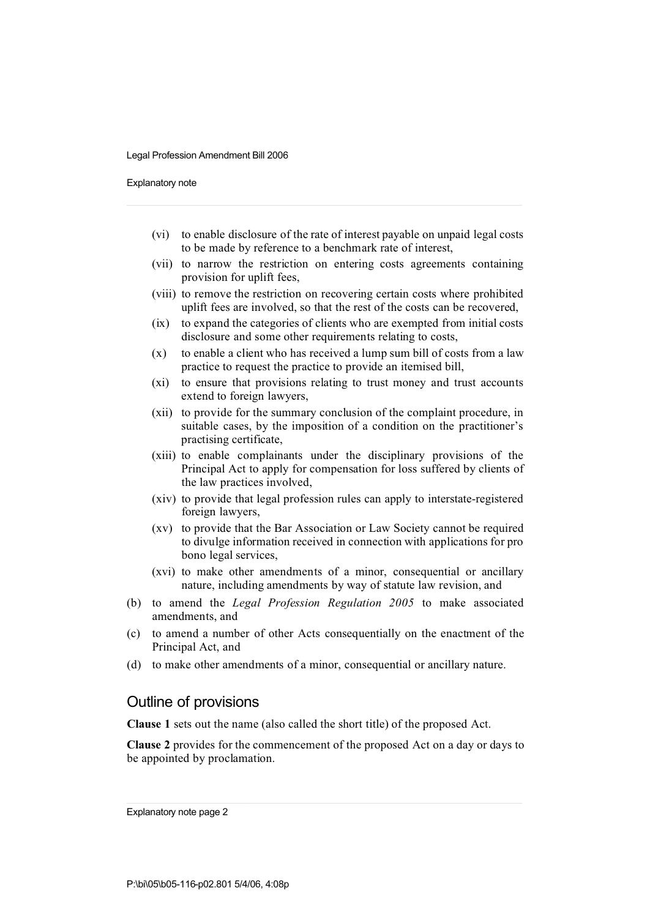- (vi) to enable disclosure of the rate of interest payable on unpaid legal costs to be made by reference to a benchmark rate of interest,
- (vii) to narrow the restriction on entering costs agreements containing provision for uplift fees,
- (viii) to remove the restriction on recovering certain costs where prohibited uplift fees are involved, so that the rest of the costs can be recovered,
- (ix) to expand the categories of clients who are exempted from initial costs disclosure and some other requirements relating to costs,
- (x) to enable a client who has received a lump sum bill of costs from a law practice to request the practice to provide an itemised bill,
- (xi) to ensure that provisions relating to trust money and trust accounts extend to foreign lawyers,
- (xii) to provide for the summary conclusion of the complaint procedure, in suitable cases, by the imposition of a condition on the practitioner's practising certificate,
- (xiii) to enable complainants under the disciplinary provisions of the Principal Act to apply for compensation for loss suffered by clients of the law practices involved,
- (xiv) to provide that legal profession rules can apply to interstate-registered foreign lawyers,
- (xv) to provide that the Bar Association or Law Society cannot be required to divulge information received in connection with applications for pro bono legal services,
- (xvi) to make other amendments of a minor, consequential or ancillary nature, including amendments by way of statute law revision, and

(b) to amend the *Legal Profession Regulation 2005* to make associated amendments, and

(c) to amend a number of other Acts consequentially on the enactment of the Principal Act, and

(d) to make other amendments of a minor, consequential or ancillary nature.

## Outline of provisions

**Clause 1** sets out the name (also called the short title) of the proposed Act.

**Clause 2** provides for the commencement of the proposed Act on a day or days to be appointed by proclamation.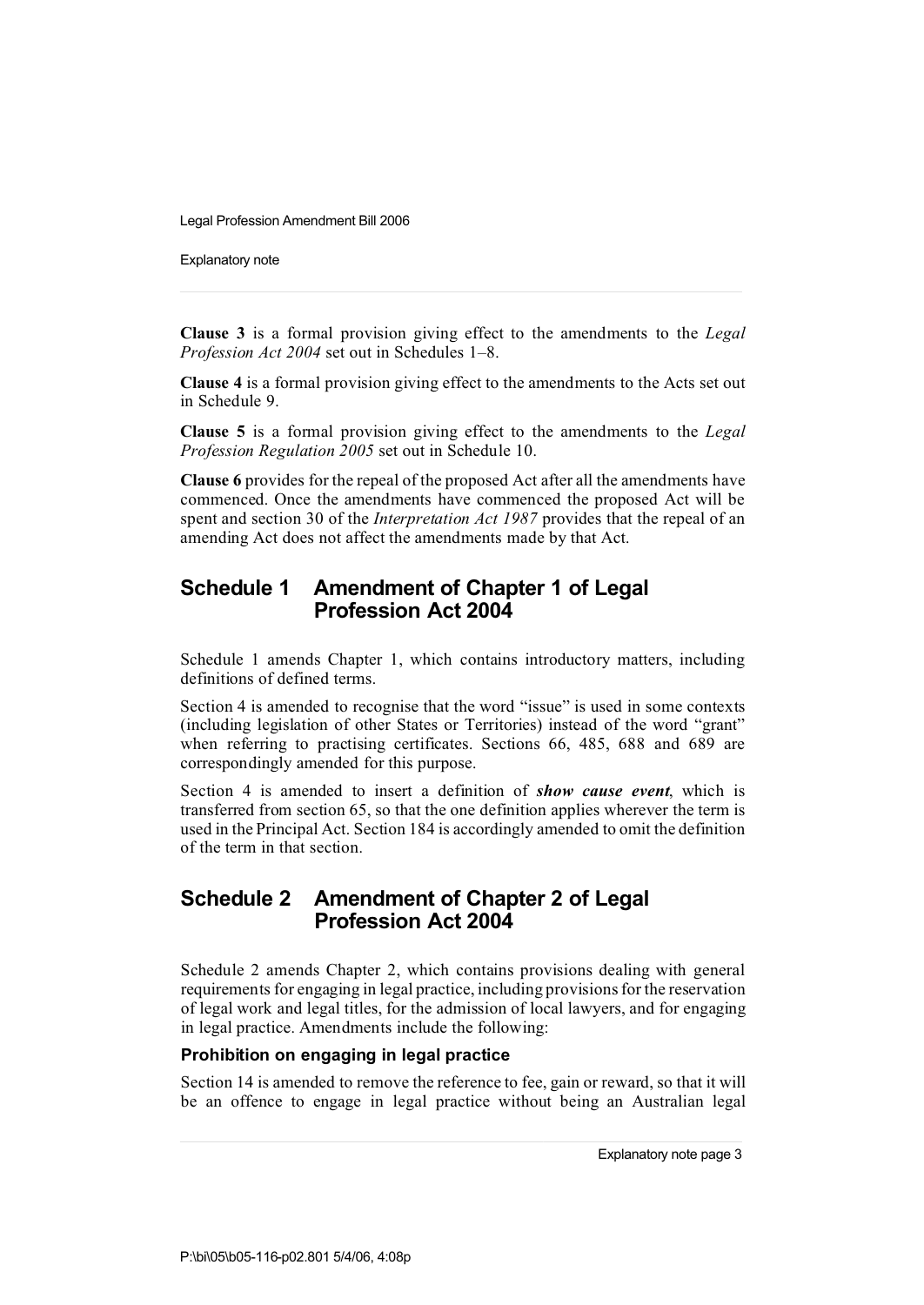**Clause 3** is a formal provision giving effect to the amendments to the *Legal Profession Act 2004* set out in Schedules 1–8.

**Clause 4** is a formal provision giving effect to the amendments to the Acts set out in Schedule 9.

**Clause 5** is a formal provision giving effect to the amendments to the *Legal Profession Regulation 2005* set out in Schedule 10.

**Clause 6** provides for the repeal of the proposed Act after all the amendments have commenced. Once the amendments have commenced the proposed Act will be spent and section 30 of the *Interpretation Act 1987* provides that the repeal of an amending Act does not affect the amendments made by that Act.

## Schedule 1 Amendment of Chapter 1 of Legal Profession Act 2004

Schedule 1 amends Chapter 1, which contains introductory matters, including definitions of defined terms.

Section 4 is amended to recognise that the word "issue" is used in some contexts (including legislation of other States or Territories) instead of the word "grant" when referring to practising certificates. Sections 66, 485, 688 and 689 are correspondingly amended for this purpose.

Section 4 is amended to insert a definition of ***show cause event***, which is transferred from section 65, so that the one definition applies wherever the term is used in the Principal Act. Section 184 is accordingly amended to omit the definition of the term in that section.

## Schedule 2 Amendment of Chapter 2 of Legal Profession Act 2004

Schedule 2 amends Chapter 2, which contains provisions dealing with general requirements for engaging in legal practice, including provisions for the reservation of legal work and legal titles, for the admission of local lawyers, and for engaging in legal practice. Amendments include the following:

### Prohibition on engaging in legal practice

Section 14 is amended to remove the reference to fee, gain or reward, so that it will be an offence to engage in legal practice without being an Australian legal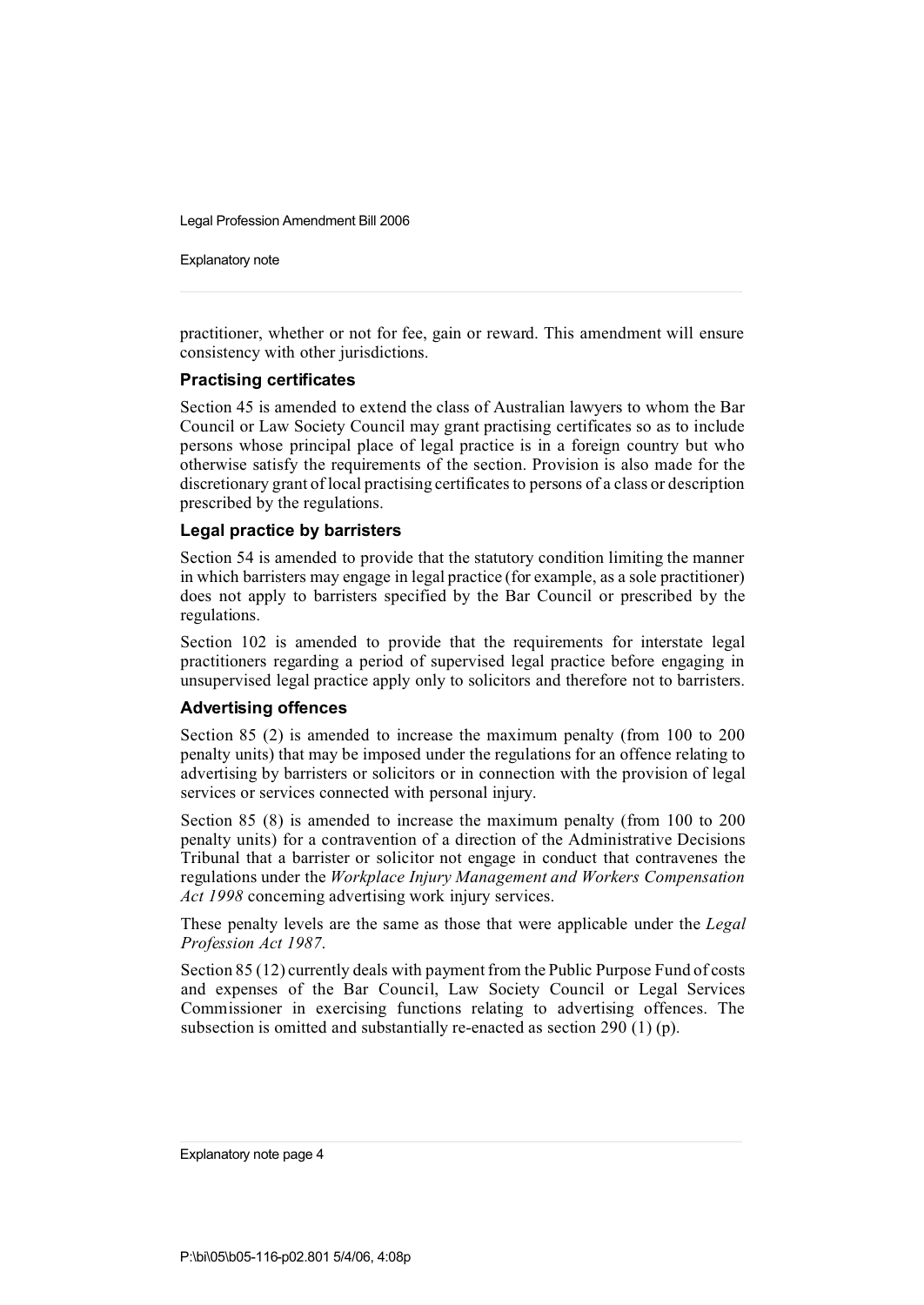practitioner, whether or not for fee, gain or reward. This amendment will ensure consistency with other jurisdictions.

### Practising certificates

Section 45 is amended to extend the class of Australian lawyers to whom the Bar Council or Law Society Council may grant practising certificates so as to include persons whose principal place of legal practice is in a foreign country but who otherwise satisfy the requirements of the section. Provision is also made for the discretionary grant of local practising certificates to persons of a class or description prescribed by the regulations.

### Legal practice by barristers

Section 54 is amended to provide that the statutory condition limiting the manner in which barristers may engage in legal practice (for example, as a sole practitioner) does not apply to barristers specified by the Bar Council or prescribed by the regulations.

Section 102 is amended to provide that the requirements for interstate legal practitioners regarding a period of supervised legal practice before engaging in unsupervised legal practice apply only to solicitors and therefore not to barristers.

### Advertising offences

Section 85 (2) is amended to increase the maximum penalty (from 100 to 200 penalty units) that may be imposed under the regulations for an offence relating to advertising by barristers or solicitors or in connection with the provision of legal services or services connected with personal injury.

Section 85 (8) is amended to increase the maximum penalty (from 100 to 200 penalty units) for a contravention of a direction of the Administrative Decisions Tribunal that a barrister or solicitor not engage in conduct that contravenes the regulations under the *Workplace Injury Management and Workers Compensation Act 1998* concerning advertising work injury services.

These penalty levels are the same as those that were applicable under the *Legal Profession Act 1987*.

Section 85 (12) currently deals with payment from the Public Purpose Fund of costs and expenses of the Bar Council, Law Society Council or Legal Services Commissioner in exercising functions relating to advertising offences. The subsection is omitted and substantially re-enacted as section 290 (1) (p).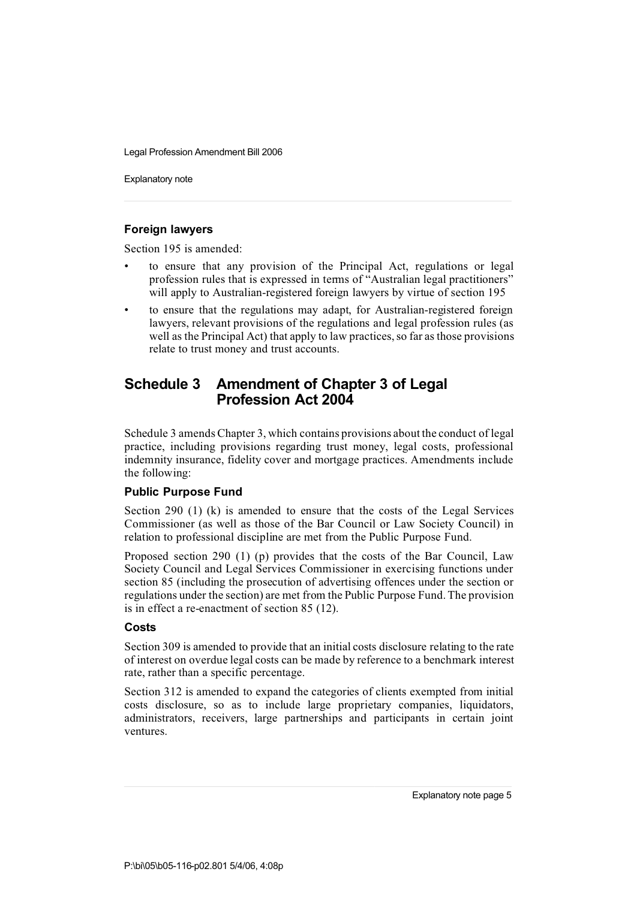### Foreign lawyers

Section 195 is amended:

- to ensure that any provision of the Principal Act, regulations or legal profession rules that is expressed in terms of "Australian legal practitioners" will apply to Australian-registered foreign lawyers by virtue of section 195
- to ensure that the regulations may adapt, for Australian-registered foreign lawyers, relevant provisions of the regulations and legal profession rules (as well as the Principal Act) that apply to law practices, so far as those provisions relate to trust money and trust accounts.

## Schedule 3 Amendment of Chapter 3 of Legal Profession Act 2004

Schedule 3 amends Chapter 3, which contains provisions about the conduct of legal practice, including provisions regarding trust money, legal costs, professional indemnity insurance, fidelity cover and mortgage practices. Amendments include the following:

### Public Purpose Fund

Section 290 (1) (k) is amended to ensure that the costs of the Legal Services Commissioner (as well as those of the Bar Council or Law Society Council) in relation to professional discipline are met from the Public Purpose Fund.

Proposed section 290 (1) (p) provides that the costs of the Bar Council, Law Society Council and Legal Services Commissioner in exercising functions under section 85 (including the prosecution of advertising offences under the section or regulations under the section) are met from the Public Purpose Fund. The provision is in effect a re-enactment of section 85 (12).

### Costs

Section 309 is amended to provide that an initial costs disclosure relating to the rate of interest on overdue legal costs can be made by reference to a benchmark interest rate, rather than a specific percentage.

Section 312 is amended to expand the categories of clients exempted from initial costs disclosure, so as to include large proprietary companies, liquidators, administrators, receivers, large partnerships and participants in certain joint ventures.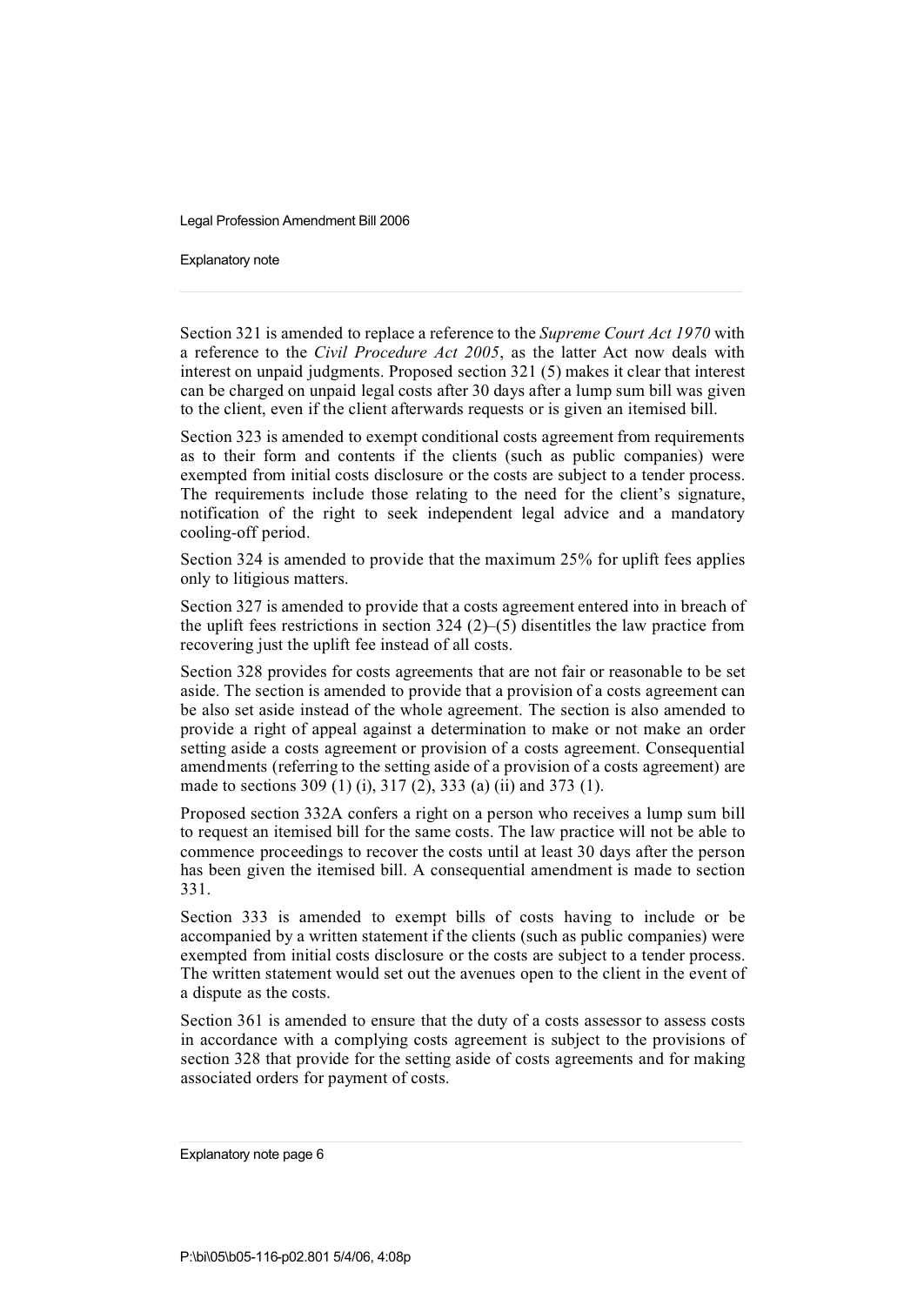Section 321 is amended to replace a reference to the *Supreme Court Act 1970* with a reference to the *Civil Procedure Act 2005*, as the latter Act now deals with interest on unpaid judgments. Proposed section 321 (5) makes it clear that interest can be charged on unpaid legal costs after 30 days after a lump sum bill was given to the client, even if the client afterwards requests or is given an itemised bill.

Section 323 is amended to exempt conditional costs agreement from requirements as to their form and contents if the clients (such as public companies) were exempted from initial costs disclosure or the costs are subject to a tender process. The requirements include those relating to the need for the client's signature, notification of the right to seek independent legal advice and a mandatory cooling-off period.

Section 324 is amended to provide that the maximum 25% for uplift fees applies only to litigious matters.

Section 327 is amended to provide that a costs agreement entered into in breach of the uplift fees restrictions in section 324 (2)–(5) disentitles the law practice from recovering just the uplift fee instead of all costs.

Section 328 provides for costs agreements that are not fair or reasonable to be set aside. The section is amended to provide that a provision of a costs agreement can be also set aside instead of the whole agreement. The section is also amended to provide a right of appeal against a determination to make or not make an order setting aside a costs agreement or provision of a costs agreement. Consequential amendments (referring to the setting aside of a provision of a costs agreement) are made to sections 309 (1) (i), 317 (2), 333 (a) (ii) and 373 (1).

Proposed section 332A confers a right on a person who receives a lump sum bill to request an itemised bill for the same costs. The law practice will not be able to commence proceedings to recover the costs until at least 30 days after the person has been given the itemised bill. A consequential amendment is made to section 331.

Section 333 is amended to exempt bills of costs having to include or be accompanied by a written statement if the clients (such as public companies) were exempted from initial costs disclosure or the costs are subject to a tender process. The written statement would set out the avenues open to the client in the event of a dispute as the costs.

Section 361 is amended to ensure that the duty of a costs assessor to assess costs in accordance with a complying costs agreement is subject to the provisions of section 328 that provide for the setting aside of costs agreements and for making associated orders for payment of costs.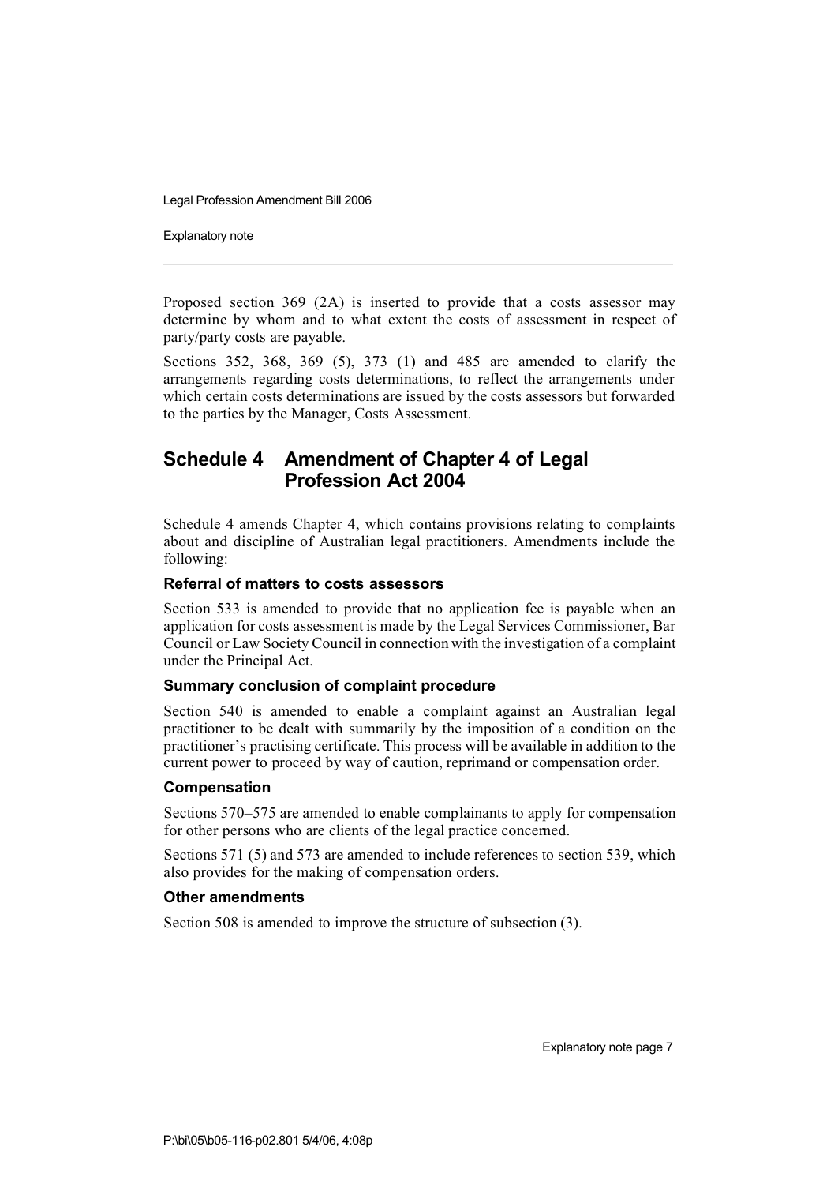Proposed section 369 (2A) is inserted to provide that a costs assessor may determine by whom and to what extent the costs of assessment in respect of party/party costs are payable.

Sections 352, 368, 369 (5), 373 (1) and 485 are amended to clarify the arrangements regarding costs determinations, to reflect the arrangements under which certain costs determinations are issued by the costs assessors but forwarded to the parties by the Manager, Costs Assessment.

## Schedule 4 Amendment of Chapter 4 of Legal Profession Act 2004

Schedule 4 amends Chapter 4, which contains provisions relating to complaints about and discipline of Australian legal practitioners. Amendments include the following:

### Referral of matters to costs assessors

Section 533 is amended to provide that no application fee is payable when an application for costs assessment is made by the Legal Services Commissioner, Bar Council or Law Society Council in connection with the investigation of a complaint under the Principal Act.

### Summary conclusion of complaint procedure

Section 540 is amended to enable a complaint against an Australian legal practitioner to be dealt with summarily by the imposition of a condition on the practitioner's practising certificate. This process will be available in addition to the current power to proceed by way of caution, reprimand or compensation order.

### Compensation

Sections 570–575 are amended to enable complainants to apply for compensation for other persons who are clients of the legal practice concerned.

Sections 571 (5) and 573 are amended to include references to section 539, which also provides for the making of compensation orders.

### Other amendments

Section 508 is amended to improve the structure of subsection (3).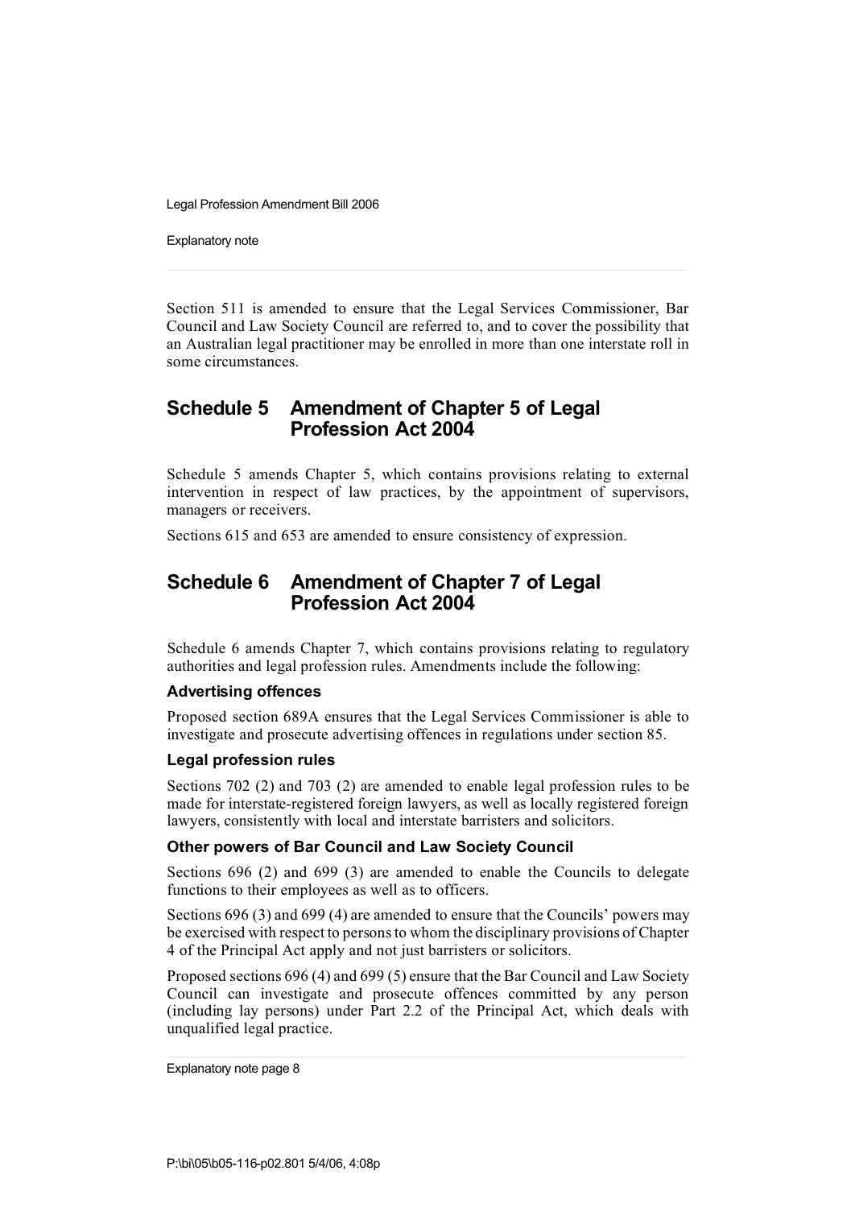Section 511 is amended to ensure that the Legal Services Commissioner, Bar Council and Law Society Council are referred to, and to cover the possibility that an Australian legal practitioner may be enrolled in more than one interstate roll in some circumstances.

## Schedule 5 Amendment of Chapter 5 of Legal Profession Act 2004

Schedule 5 amends Chapter 5, which contains provisions relating to external intervention in respect of law practices, by the appointment of supervisors, managers or receivers.

Sections 615 and 653 are amended to ensure consistency of expression.

## Schedule 6 Amendment of Chapter 7 of Legal Profession Act 2004

Schedule 6 amends Chapter 7, which contains provisions relating to regulatory authorities and legal profession rules. Amendments include the following:

### Advertising offences

Proposed section 689A ensures that the Legal Services Commissioner is able to investigate and prosecute advertising offences in regulations under section 85.

### Legal profession rules

Sections 702 (2) and 703 (2) are amended to enable legal profession rules to be made for interstate-registered foreign lawyers, as well as locally registered foreign lawyers, consistently with local and interstate barristers and solicitors.

### Other powers of Bar Council and Law Society Council

Sections 696 (2) and 699 (3) are amended to enable the Councils to delegate functions to their employees as well as to officers.

Sections 696 (3) and 699 (4) are amended to ensure that the Councils' powers may be exercised with respect to persons to whom the disciplinary provisions of Chapter 4 of the Principal Act apply and not just barristers or solicitors.

Proposed sections 696 (4) and 699 (5) ensure that the Bar Council and Law Society Council can investigate and prosecute offences committed by any person (including lay persons) under Part 2.2 of the Principal Act, which deals with unqualified legal practice.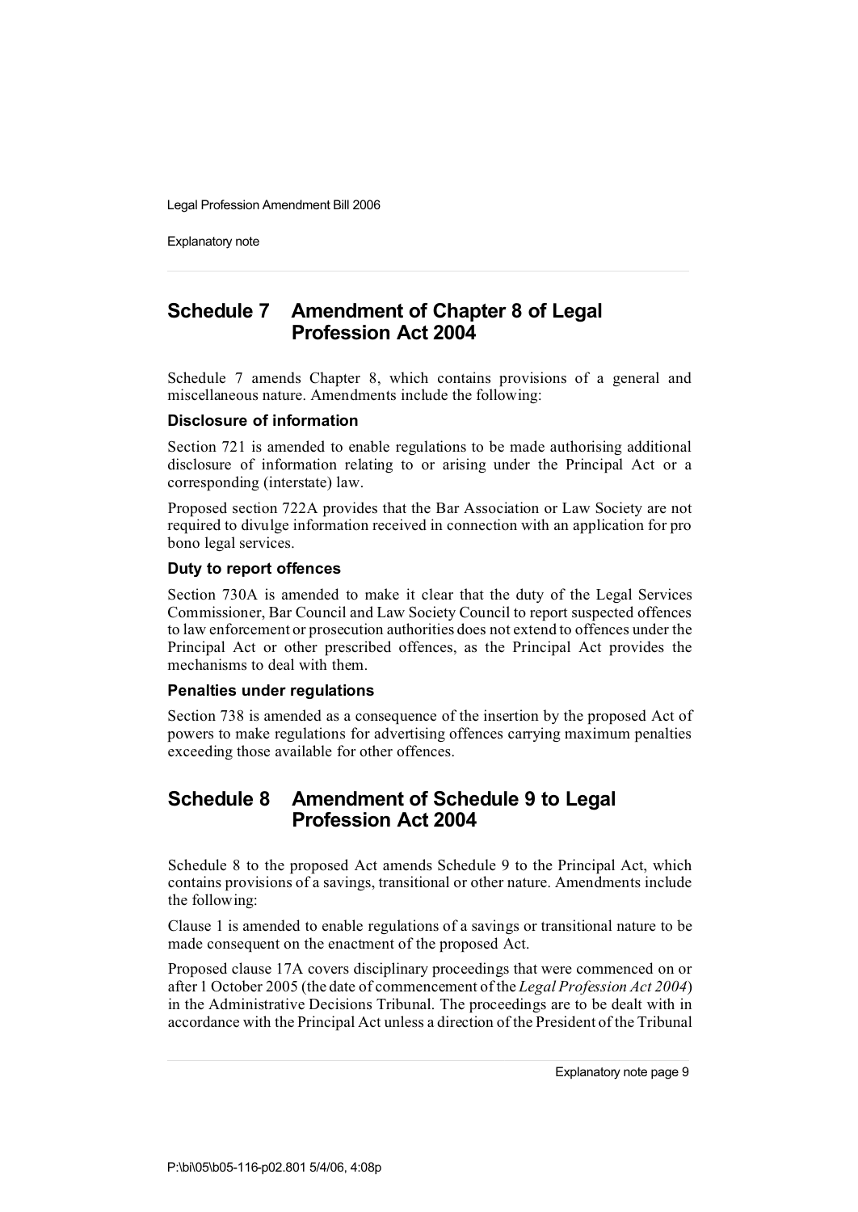## Schedule 7 Amendment of Chapter 8 of Legal Profession Act 2004

Schedule 7 amends Chapter 8, which contains provisions of a general and miscellaneous nature. Amendments include the following:

### Disclosure of information

Section 721 is amended to enable regulations to be made authorising additional disclosure of information relating to or arising under the Principal Act or a corresponding (interstate) law.

Proposed section 722A provides that the Bar Association or Law Society are not required to divulge information received in connection with an application for pro bono legal services.

### Duty to report offences

Section 730A is amended to make it clear that the duty of the Legal Services Commissioner, Bar Council and Law Society Council to report suspected offences to law enforcement or prosecution authorities does not extend to offences under the Principal Act or other prescribed offences, as the Principal Act provides the mechanisms to deal with them.

### Penalties under regulations

Section 738 is amended as a consequence of the insertion by the proposed Act of powers to make regulations for advertising offences carrying maximum penalties exceeding those available for other offences.

## Schedule 8 Amendment of Schedule 9 to Legal Profession Act 2004

Schedule 8 to the proposed Act amends Schedule 9 to the Principal Act, which contains provisions of a savings, transitional or other nature. Amendments include the following:

Clause 1 is amended to enable regulations of a savings or transitional nature to be made consequent on the enactment of the proposed Act.

Proposed clause 17A covers disciplinary proceedings that were commenced on or after 1 October 2005 (the date of commencement of the *Legal Profession Act 2004*) in the Administrative Decisions Tribunal. The proceedings are to be dealt with in accordance with the Principal Act unless a direction of the President of the Tribunal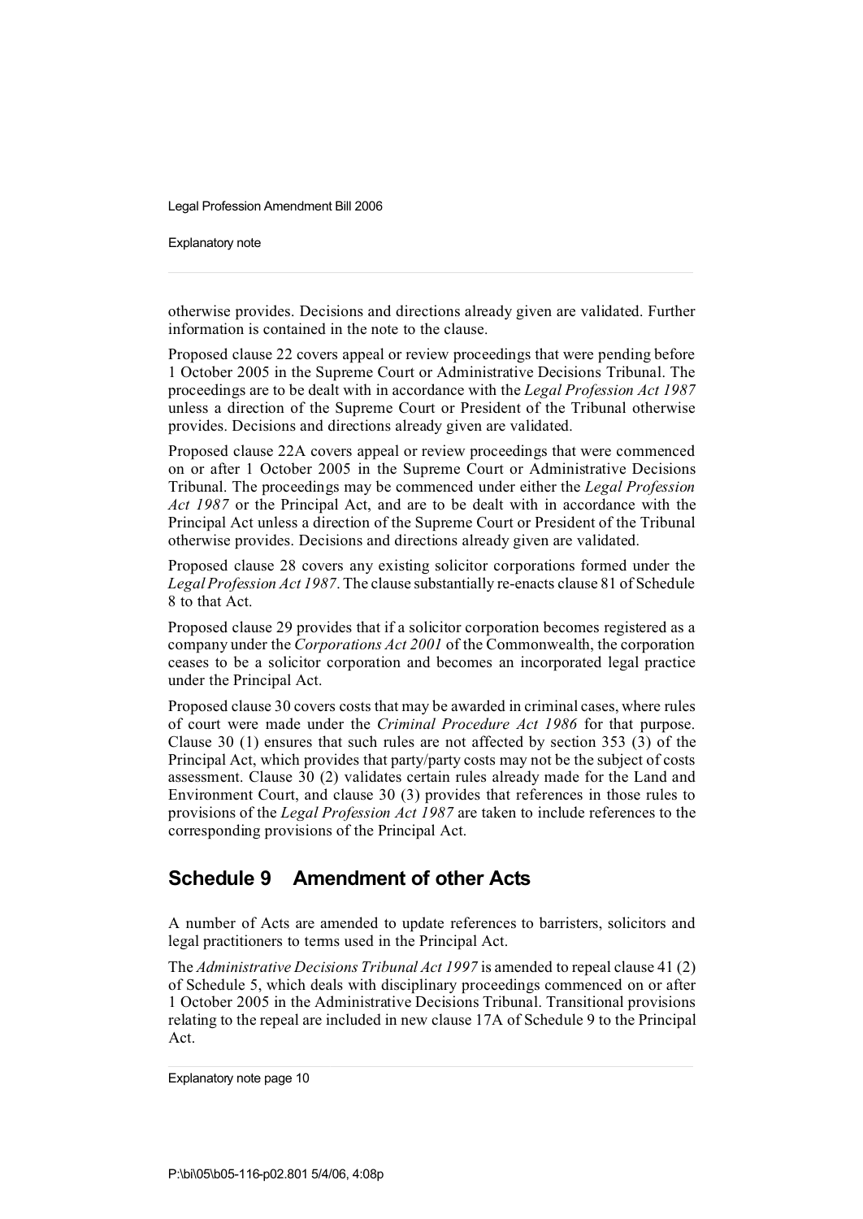otherwise provides. Decisions and directions already given are validated. Further information is contained in the note to the clause.

Proposed clause 22 covers appeal or review proceedings that were pending before 1 October 2005 in the Supreme Court or Administrative Decisions Tribunal. The proceedings are to be dealt with in accordance with the *Legal Profession Act 1987* unless a direction of the Supreme Court or President of the Tribunal otherwise provides. Decisions and directions already given are validated.

Proposed clause 22A covers appeal or review proceedings that were commenced on or after 1 October 2005 in the Supreme Court or Administrative Decisions Tribunal. The proceedings may be commenced under either the *Legal Profession Act 1987* or the Principal Act, and are to be dealt with in accordance with the Principal Act unless a direction of the Supreme Court or President of the Tribunal otherwise provides. Decisions and directions already given are validated.

Proposed clause 28 covers any existing solicitor corporations formed under the *Legal Profession Act 1987*. The clause substantially re-enacts clause 81 of Schedule 8 to that Act.

Proposed clause 29 provides that if a solicitor corporation becomes registered as a company under the *Corporations Act 2001* of the Commonwealth, the corporation ceases to be a solicitor corporation and becomes an incorporated legal practice under the Principal Act.

Proposed clause 30 covers costs that may be awarded in criminal cases, where rules of court were made under the *Criminal Procedure Act 1986* for that purpose. Clause 30 (1) ensures that such rules are not affected by section 353 (3) of the Principal Act, which provides that party/party costs may not be the subject of costs assessment. Clause 30 (2) validates certain rules already made for the Land and Environment Court, and clause 30 (3) provides that references in those rules to provisions of the *Legal Profession Act 1987* are taken to include references to the corresponding provisions of the Principal Act.

## Schedule 9 Amendment of other Acts

A number of Acts are amended to update references to barristers, solicitors and legal practitioners to terms used in the Principal Act.

The *Administrative Decisions Tribunal Act 1997* is amended to repeal clause 41 (2) of Schedule 5, which deals with disciplinary proceedings commenced on or after 1 October 2005 in the Administrative Decisions Tribunal. Transitional provisions relating to the repeal are included in new clause 17A of Schedule 9 to the Principal Act.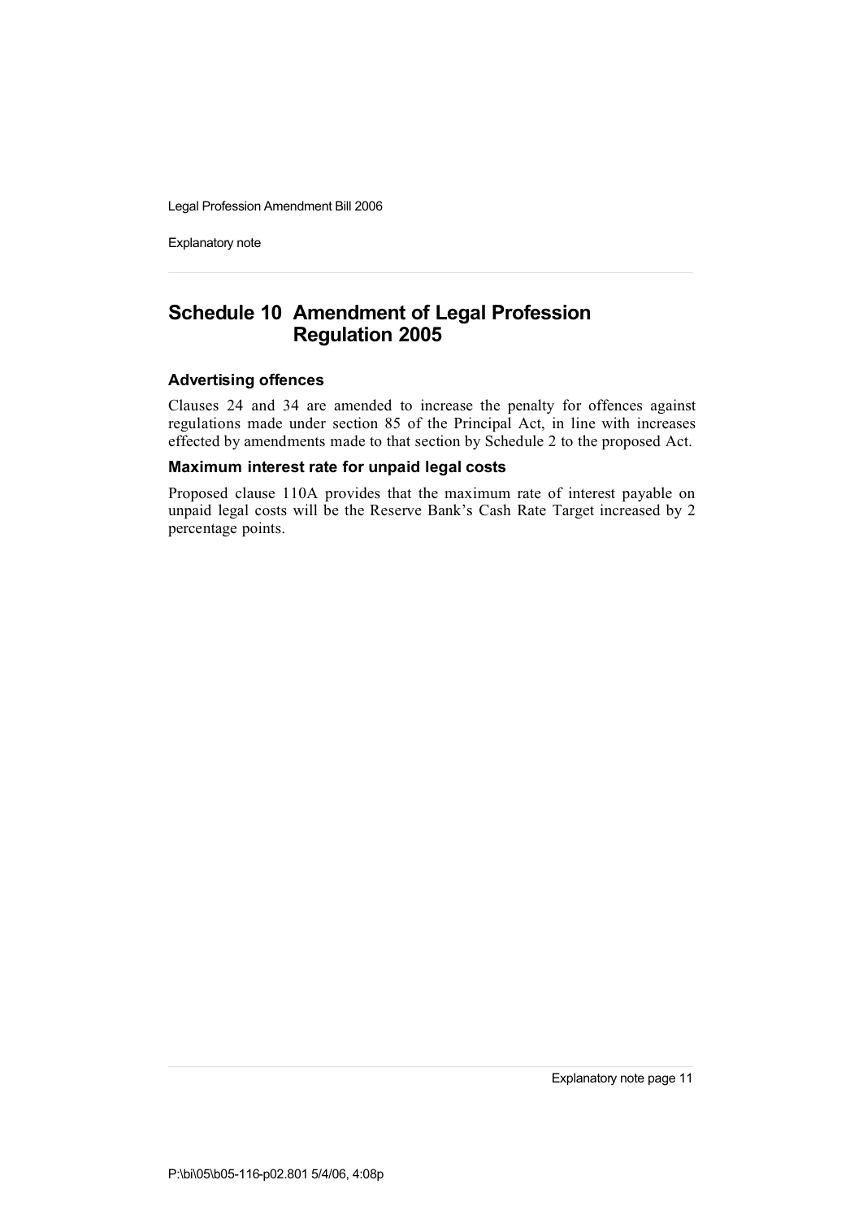## Schedule 10 Amendment of Legal Profession Regulation 2005

### Advertising offences

Clauses 24 and 34 are amended to increase the penalty for offences against regulations made under section 85 of the Principal Act, in line with increases effected by amendments made to that section by Schedule 2 to the proposed Act.

### Maximum interest rate for unpaid legal costs

Proposed clause 110A provides that the maximum rate of interest payable on unpaid legal costs will be the Reserve Bank's Cash Rate Target increased by 2 percentage points.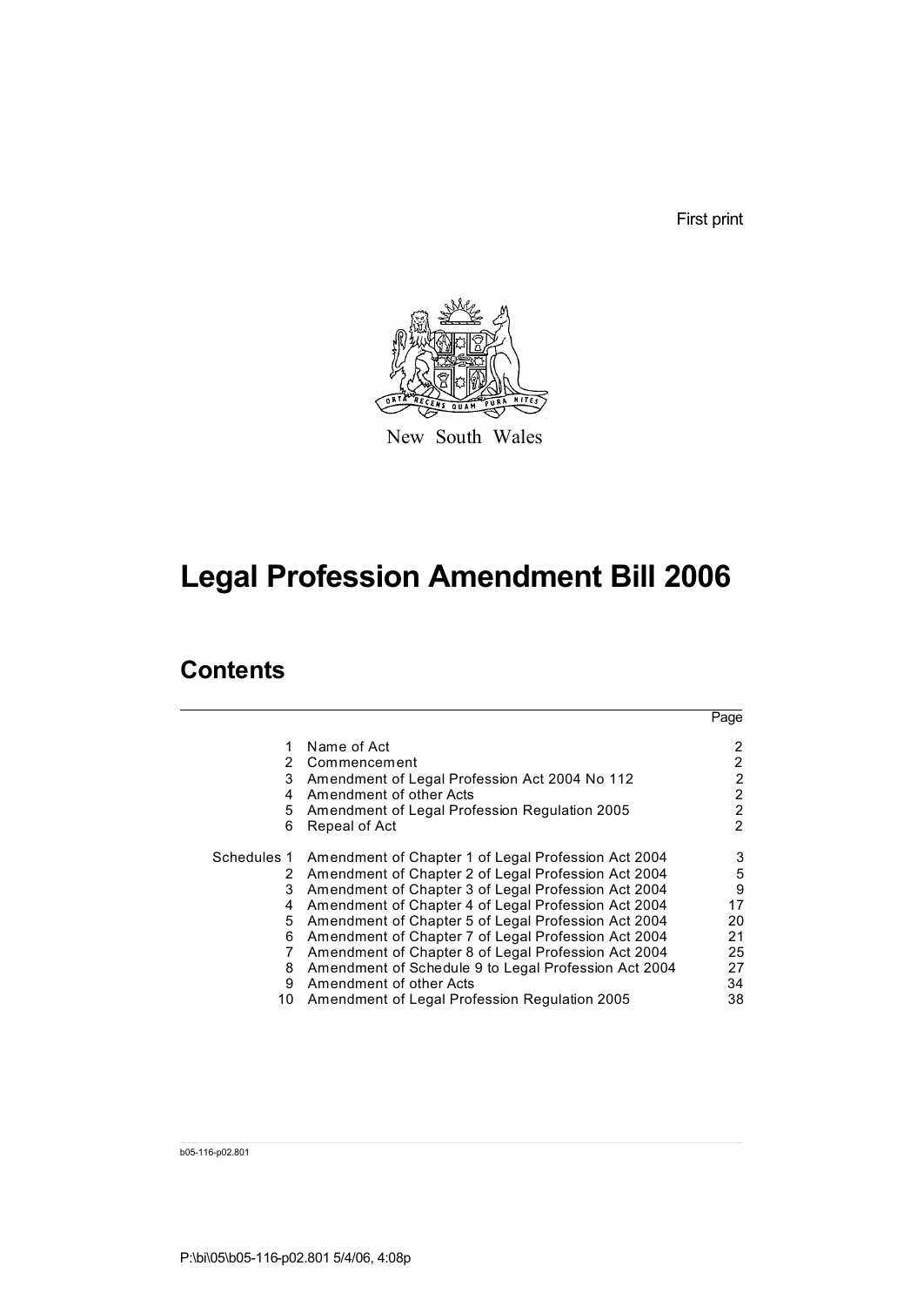First print

New South Wales

# Legal Profession Amendment Bill 2006

## Contents

| | | Page |
|---|---|---|
| 1 | Name of Act | 2 |
| 2 | Commencement | 2 |
| 3 | Amendment of Legal Profession Act 2004 No 112 | 2 |
| 4 | Amendment of other Acts | 2 |
| 5 | Amendment of Legal Profession Regulation 2005 | 2 |
| 6 | Repeal of Act | 2 |
| Schedules 1 | Amendment of Chapter 1 of Legal Profession Act 2004 | 3 |
| 2 | Amendment of Chapter 2 of Legal Profession Act 2004 | 5 |
| 3 | Amendment of Chapter 3 of Legal Profession Act 2004 | 9 |
| 4 | Amendment of Chapter 4 of Legal Profession Act 2004 | 17 |
| 5 | Amendment of Chapter 5 of Legal Profession Act 2004 | 20 |
| 6 | Amendment of Chapter 7 of Legal Profession Act 2004 | 21 |
| 7 | Amendment of Chapter 8 of Legal Profession Act 2004 | 25 |
| 8 | Amendment of Schedule 9 to Legal Profession Act 2004 | 27 |
| 9 | Amendment of other Acts | 34 |
| 10 | Amendment of Legal Profession Regulation 2005 | 38 |

b05-116-p02.801

P:\bi\05\b05-116-p02.801 5/4/06, 4:08p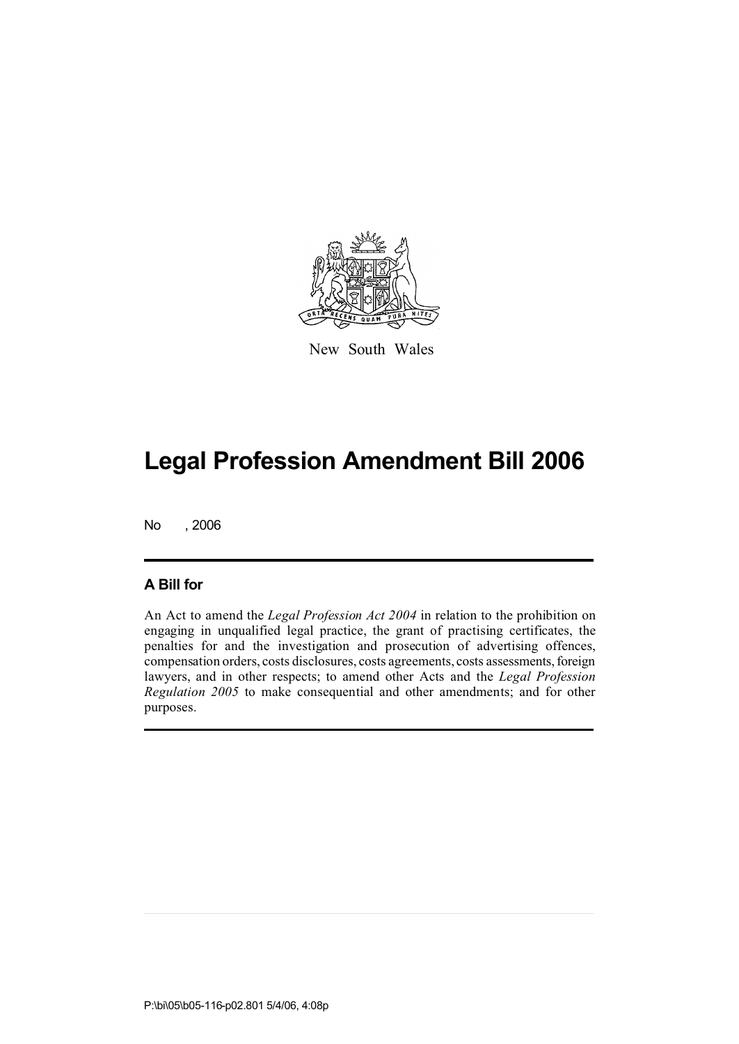New South Wales

# Legal Profession Amendment Bill 2006

No , 2006

## A Bill for

An Act to amend the *Legal Profession Act 2004* in relation to the prohibition on engaging in unqualified legal practice, the grant of practising certificates, the penalties for and the investigation and prosecution of advertising offences, compensation orders, costs disclosures, costs agreements, costs assessments, foreign lawyers, and in other respects; to amend other Acts and the *Legal Profession Regulation 2005* to make consequential and other amendments; and for other purposes.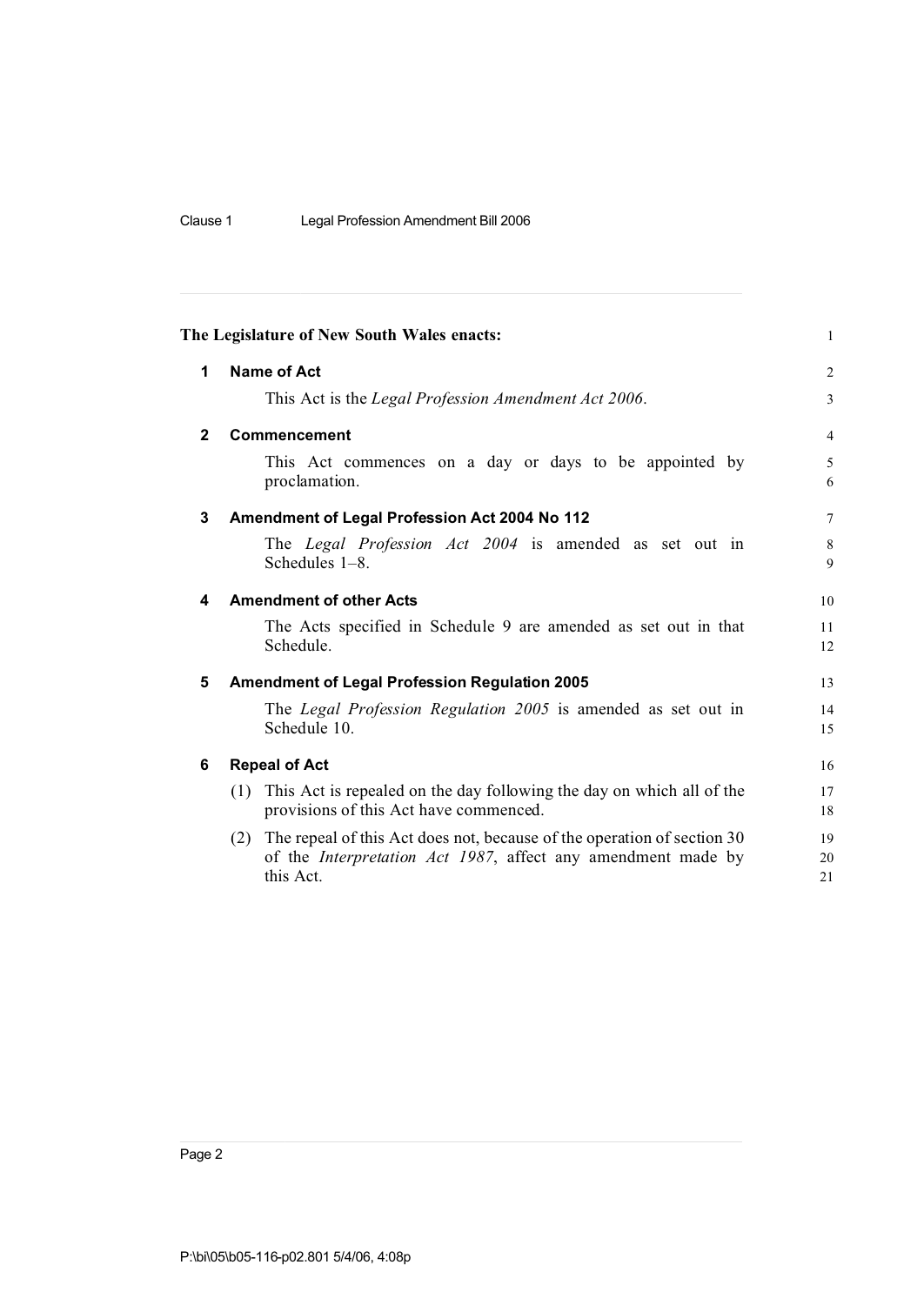**The Legislature of New South Wales enacts:**

## 1 Name of Act

This Act is the *Legal Profession Amendment Act 2006*.

## 2 Commencement

This Act commences on a day or days to be appointed by proclamation.

## 3 Amendment of Legal Profession Act 2004 No 112

The *Legal Profession Act 2004* is amended as set out in Schedules 1–8.

## 4 Amendment of other Acts

The Acts specified in Schedule 9 are amended as set out in that Schedule.

## 5 Amendment of Legal Profession Regulation 2005

The *Legal Profession Regulation 2005* is amended as set out in Schedule 10.

## 6 Repeal of Act

(1) This Act is repealed on the day following the day on which all of the provisions of this Act have commenced.

(2) The repeal of this Act does not, because of the operation of section 30 of the *Interpretation Act 1987*, affect any amendment made by this Act.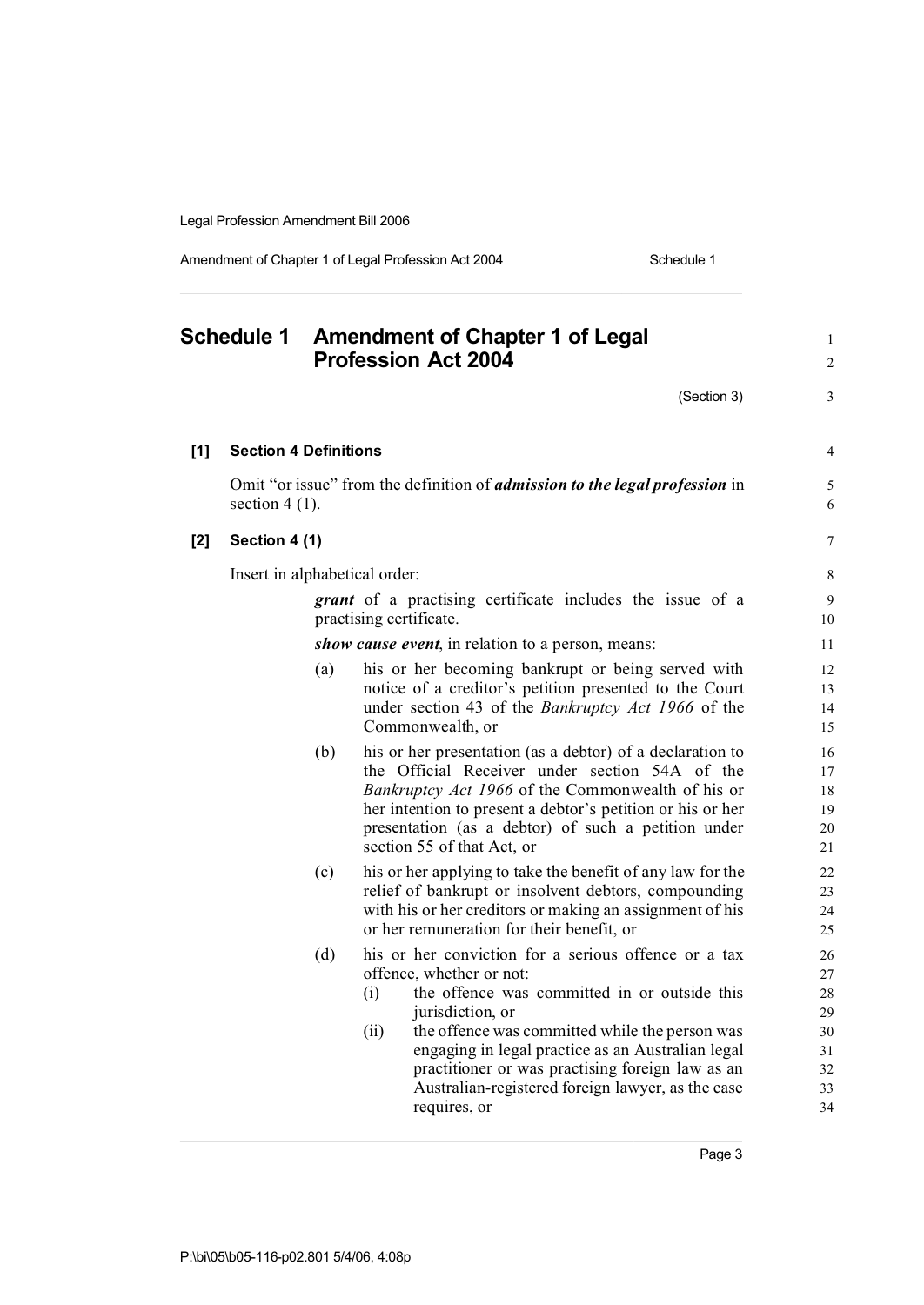## Schedule 1 Amendment of Chapter 1 of Legal Profession Act 2004

(Section 3)

**[1] Section 4 Definitions**

Omit "or issue" from the definition of ***admission to the legal profession*** in section 4 (1).

**[2] Section 4 (1)**

Insert in alphabetical order:

***grant*** of a practising certificate includes the issue of a practising certificate.

***show cause event***, in relation to a person, means:

(a) his or her becoming bankrupt or being served with notice of a creditor's petition presented to the Court under section 43 of the *Bankruptcy Act 1966* of the Commonwealth, or

(b) his or her presentation (as a debtor) of a declaration to the Official Receiver under section 54A of the *Bankruptcy Act 1966* of the Commonwealth of his or her intention to present a debtor's petition or his or her presentation (as a debtor) of such a petition under section 55 of that Act, or

(c) his or her applying to take the benefit of any law for the relief of bankrupt or insolvent debtors, compounding with his or her creditors or making an assignment of his or her remuneration for their benefit, or

(d) his or her conviction for a serious offence or a tax offence, whether or not:

(i) the offence was committed in or outside this jurisdiction, or

(ii) the offence was committed while the person was engaging in legal practice as an Australian legal practitioner or was practising foreign law as an Australian-registered foreign lawyer, as the case requires, or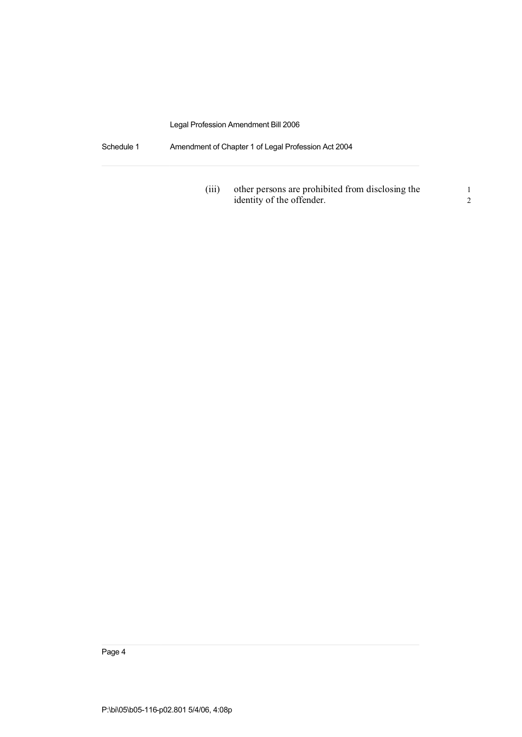(iii) other persons are prohibited from disclosing the identity of the offender.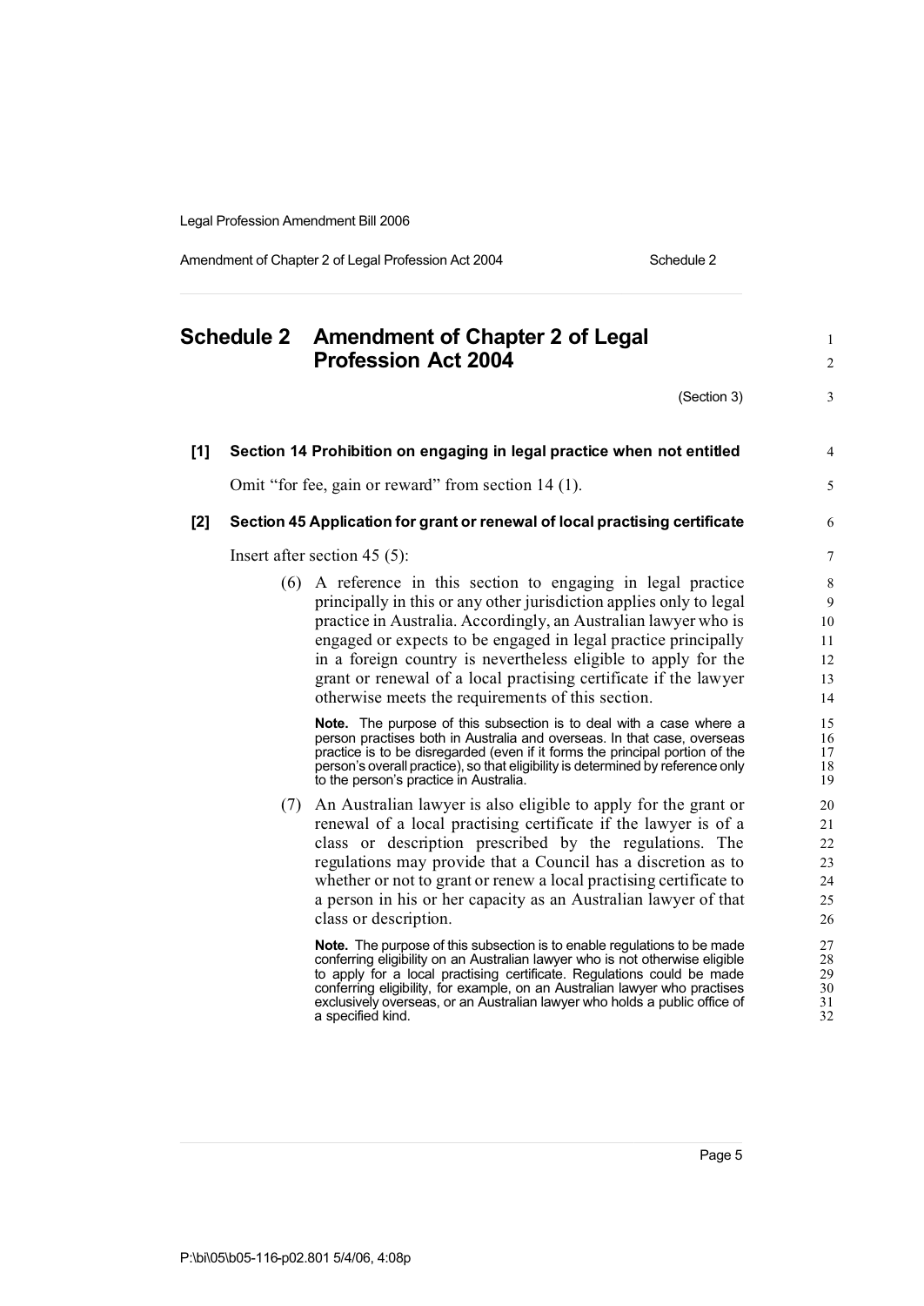# Schedule 2 Amendment of Chapter 2 of Legal Profession Act 2004

(Section 3)

**[1] Section 14 Prohibition on engaging in legal practice when not entitled**

Omit "for fee, gain or reward" from section 14 (1).

**[2] Section 45 Application for grant or renewal of local practising certificate**

Insert after section 45 (5):

(6) A reference in this section to engaging in legal practice principally in this or any other jurisdiction applies only to legal practice in Australia. Accordingly, an Australian lawyer who is engaged or expects to be engaged in legal practice principally in a foreign country is nevertheless eligible to apply for the grant or renewal of a local practising certificate if the lawyer otherwise meets the requirements of this section.

**Note.** The purpose of this subsection is to deal with a case where a person practises both in Australia and overseas. In that case, overseas practice is to be disregarded (even if it forms the principal portion of the person's overall practice), so that eligibility is determined by reference only to the person's practice in Australia.

(7) An Australian lawyer is also eligible to apply for the grant or renewal of a local practising certificate if the lawyer is of a class or description prescribed by the regulations. The regulations may provide that a Council has a discretion as to whether or not to grant or renew a local practising certificate to a person in his or her capacity as an Australian lawyer of that class or description.

**Note.** The purpose of this subsection is to enable regulations to be made conferring eligibility on an Australian lawyer who is not otherwise eligible to apply for a local practising certificate. Regulations could be made conferring eligibility, for example, on an Australian lawyer who practises exclusively overseas, or an Australian lawyer who holds a public office of a specified kind.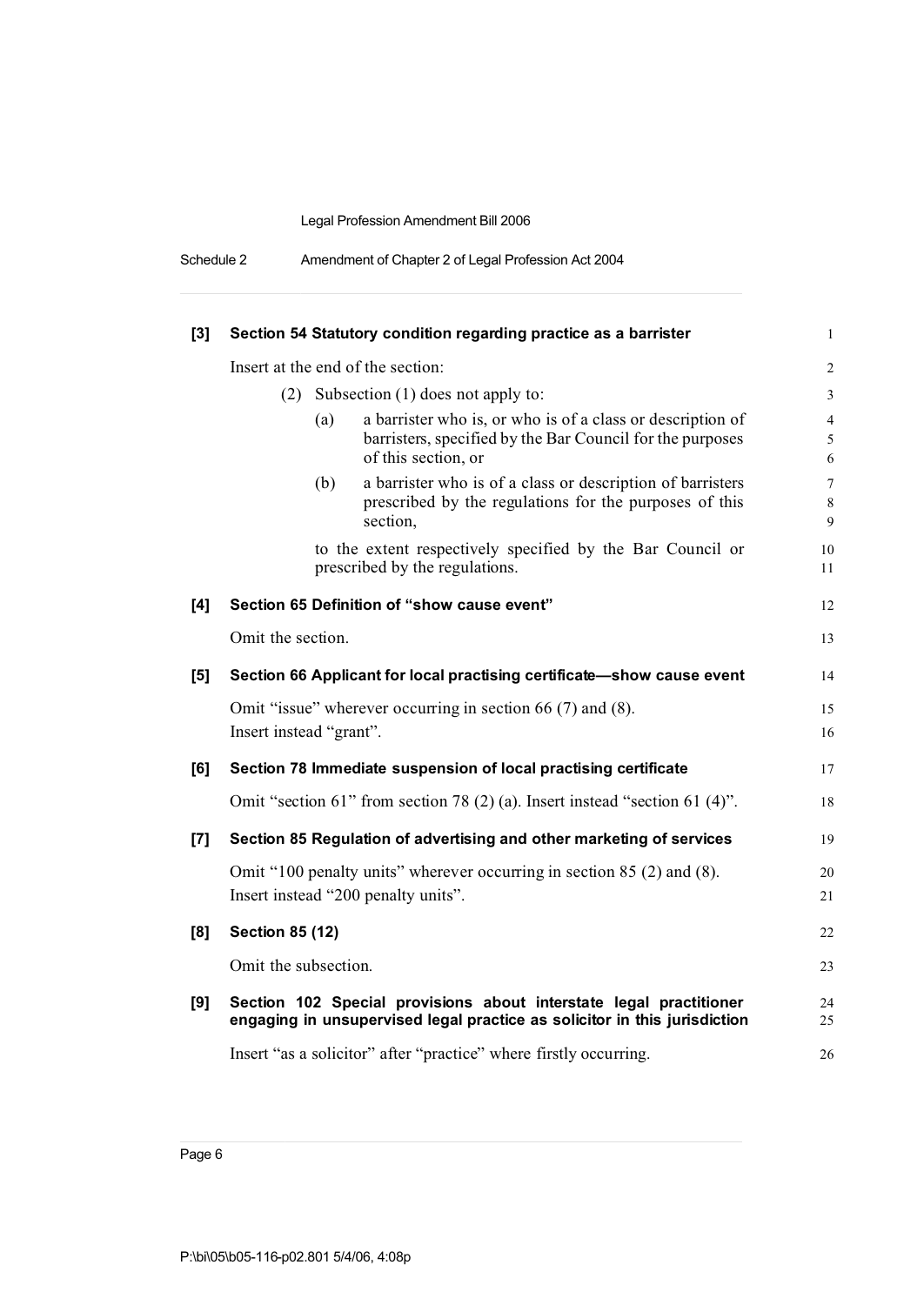**[3] Section 54 Statutory condition regarding practice as a barrister**

Insert at the end of the section:

(2) Subsection (1) does not apply to:

(a) a barrister who is, or who is of a class or description of barristers, specified by the Bar Council for the purposes of this section, or

(b) a barrister who is of a class or description of barristers prescribed by the regulations for the purposes of this section,

to the extent respectively specified by the Bar Council or prescribed by the regulations.

**[4] Section 65 Definition of "show cause event"**

Omit the section.

**[5] Section 66 Applicant for local practising certificate—show cause event**

Omit "issue" wherever occurring in section 66 (7) and (8).
Insert instead "grant".

**[6] Section 78 Immediate suspension of local practising certificate**

Omit "section 61" from section 78 (2) (a). Insert instead "section 61 (4)".

**[7] Section 85 Regulation of advertising and other marketing of services**

Omit "100 penalty units" wherever occurring in section 85 (2) and (8).
Insert instead "200 penalty units".

**[8] Section 85 (12)**

Omit the subsection.

**[9] Section 102 Special provisions about interstate legal practitioner engaging in unsupervised legal practice as solicitor in this jurisdiction**

Insert "as a solicitor" after "practice" where firstly occurring.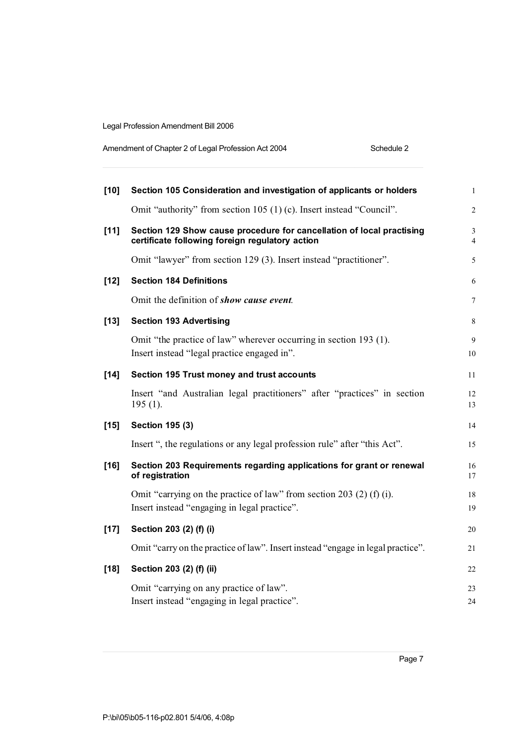**[10] Section 105 Consideration and investigation of applicants or holders**

Omit "authority" from section 105 (1) (c). Insert instead "Council".

**[11] Section 129 Show cause procedure for cancellation of local practising certificate following foreign regulatory action**

Omit "lawyer" from section 129 (3). Insert instead "practitioner".

**[12] Section 184 Definitions**

Omit the definition of ***show cause event***.

**[13] Section 193 Advertising**

Omit "the practice of law" wherever occurring in section 193 (1).
Insert instead "legal practice engaged in".

**[14] Section 195 Trust money and trust accounts**

Insert "and Australian legal practitioners" after "practices" in section 195 (1).

**[15] Section 195 (3)**

Insert ", the regulations or any legal profession rule" after "this Act".

**[16] Section 203 Requirements regarding applications for grant or renewal of registration**

Omit "carrying on the practice of law" from section 203 (2) (f) (i).
Insert instead "engaging in legal practice".

**[17] Section 203 (2) (f) (i)**

Omit "carry on the practice of law". Insert instead "engage in legal practice".

**[18] Section 203 (2) (f) (ii)**

Omit "carrying on any practice of law".
Insert instead "engaging in legal practice".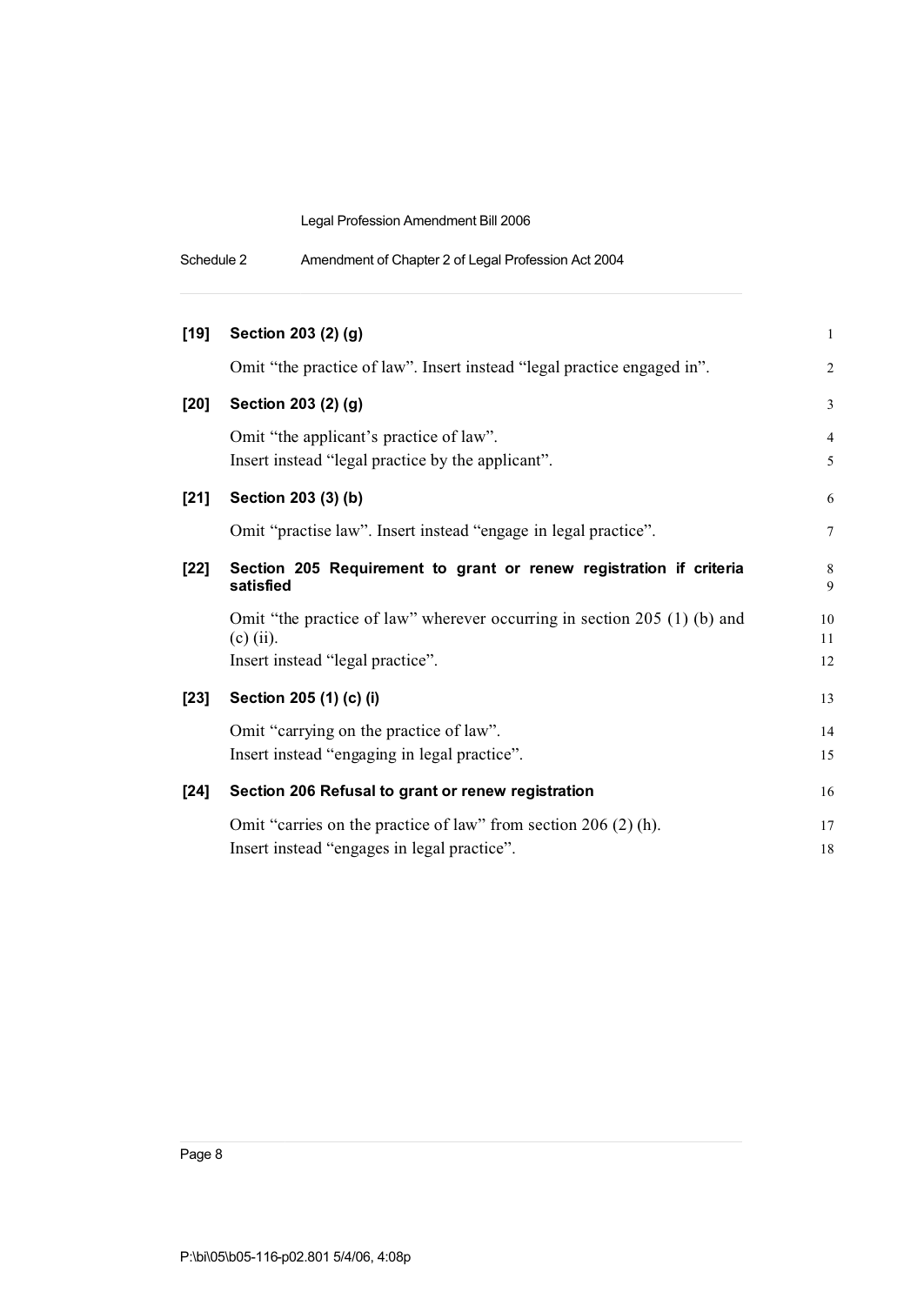**[19] Section 203 (2) (g)**

Omit "the practice of law". Insert instead "legal practice engaged in".

**[20] Section 203 (2) (g)**

Omit "the applicant's practice of law".
Insert instead "legal practice by the applicant".

**[21] Section 203 (3) (b)**

Omit "practise law". Insert instead "engage in legal practice".

**[22] Section 205 Requirement to grant or renew registration if criteria satisfied**

Omit "the practice of law" wherever occurring in section 205 (1) (b) and (c) (ii).
Insert instead "legal practice".

**[23] Section 205 (1) (c) (i)**

Omit "carrying on the practice of law".
Insert instead "engaging in legal practice".

**[24] Section 206 Refusal to grant or renew registration**

Omit "carries on the practice of law" from section 206 (2) (h).
Insert instead "engages in legal practice".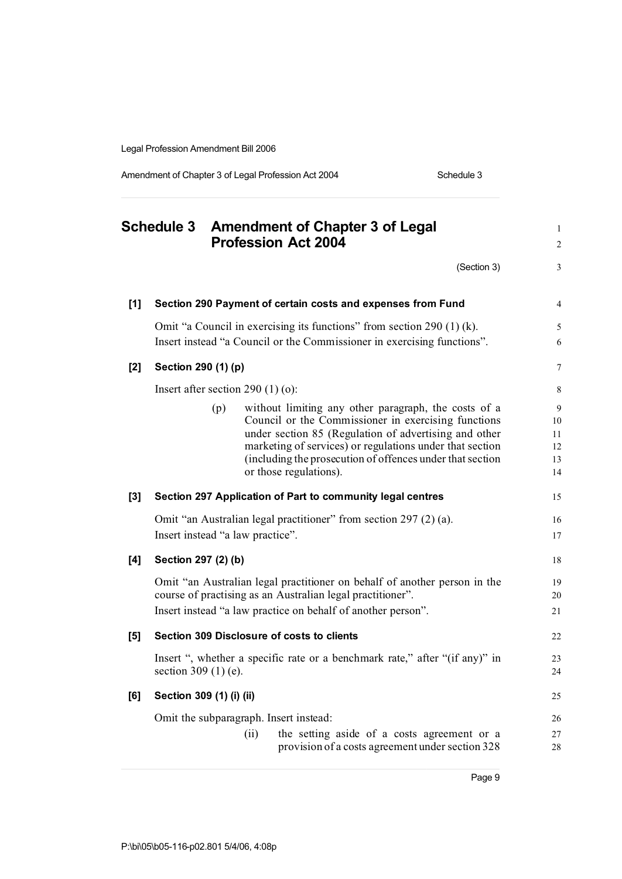# Schedule 3 Amendment of Chapter 3 of Legal Profession Act 2004

(Section 3)

**[1] Section 290 Payment of certain costs and expenses from Fund**

Omit "a Council in exercising its functions" from section 290 (1) (k).
Insert instead "a Council or the Commissioner in exercising functions".

**[2] Section 290 (1) (p)**

Insert after section 290 (1) (o):

> (p) without limiting any other paragraph, the costs of a Council or the Commissioner in exercising functions under section 85 (Regulation of advertising and other marketing of services) or regulations under that section (including the prosecution of offences under that section or those regulations).

**[3] Section 297 Application of Part to community legal centres**

Omit "an Australian legal practitioner" from section 297 (2) (a).
Insert instead "a law practice".

**[4] Section 297 (2) (b)**

Omit "an Australian legal practitioner on behalf of another person in the course of practising as an Australian legal practitioner".
Insert instead "a law practice on behalf of another person".

**[5] Section 309 Disclosure of costs to clients**

Insert ", whether a specific rate or a benchmark rate," after "(if any)" in section 309 (1) (e).

**[6] Section 309 (1) (i) (ii)**

Omit the subparagraph. Insert instead:

> (ii) the setting aside of a costs agreement or a provision of a costs agreement under section 328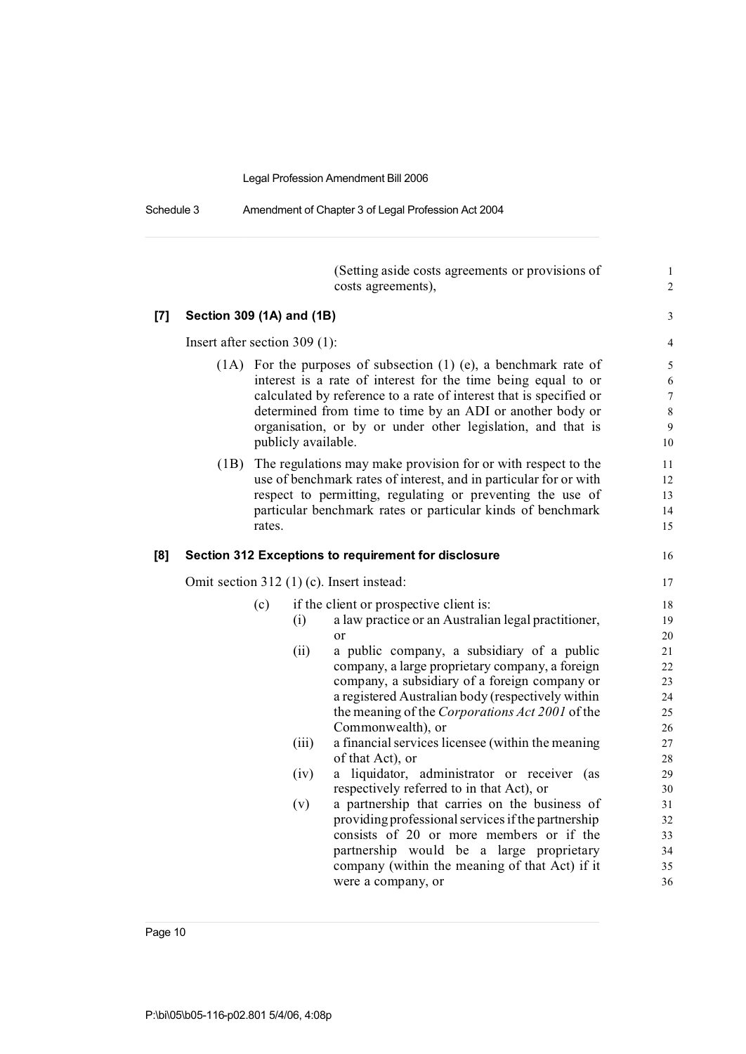(Setting aside costs agreements or provisions of costs agreements),

**[7] Section 309 (1A) and (1B)**

Insert after section 309 (1):

(1A) For the purposes of subsection (1) (e), a benchmark rate of interest is a rate of interest for the time being equal to or calculated by reference to a rate of interest that is specified or determined from time to time by an ADI or another body or organisation, or by or under other legislation, and that is publicly available.

(1B) The regulations may make provision for or with respect to the use of benchmark rates of interest, and in particular for or with respect to permitting, regulating or preventing the use of particular benchmark rates or particular kinds of benchmark rates.

**[8] Section 312 Exceptions to requirement for disclosure**

Omit section 312 (1) (c). Insert instead:

(c) if the client or prospective client is:

(i) a law practice or an Australian legal practitioner, or

(ii) a public company, a subsidiary of a public company, a large proprietary company, a foreign company, a subsidiary of a foreign company or a registered Australian body (respectively within the meaning of the *Corporations Act 2001* of the Commonwealth), or

(iii) a financial services licensee (within the meaning of that Act), or

(iv) a liquidator, administrator or receiver (as respectively referred to in that Act), or

(v) a partnership that carries on the business of providing professional services if the partnership consists of 20 or more members or if the partnership would be a large proprietary company (within the meaning of that Act) if it were a company, or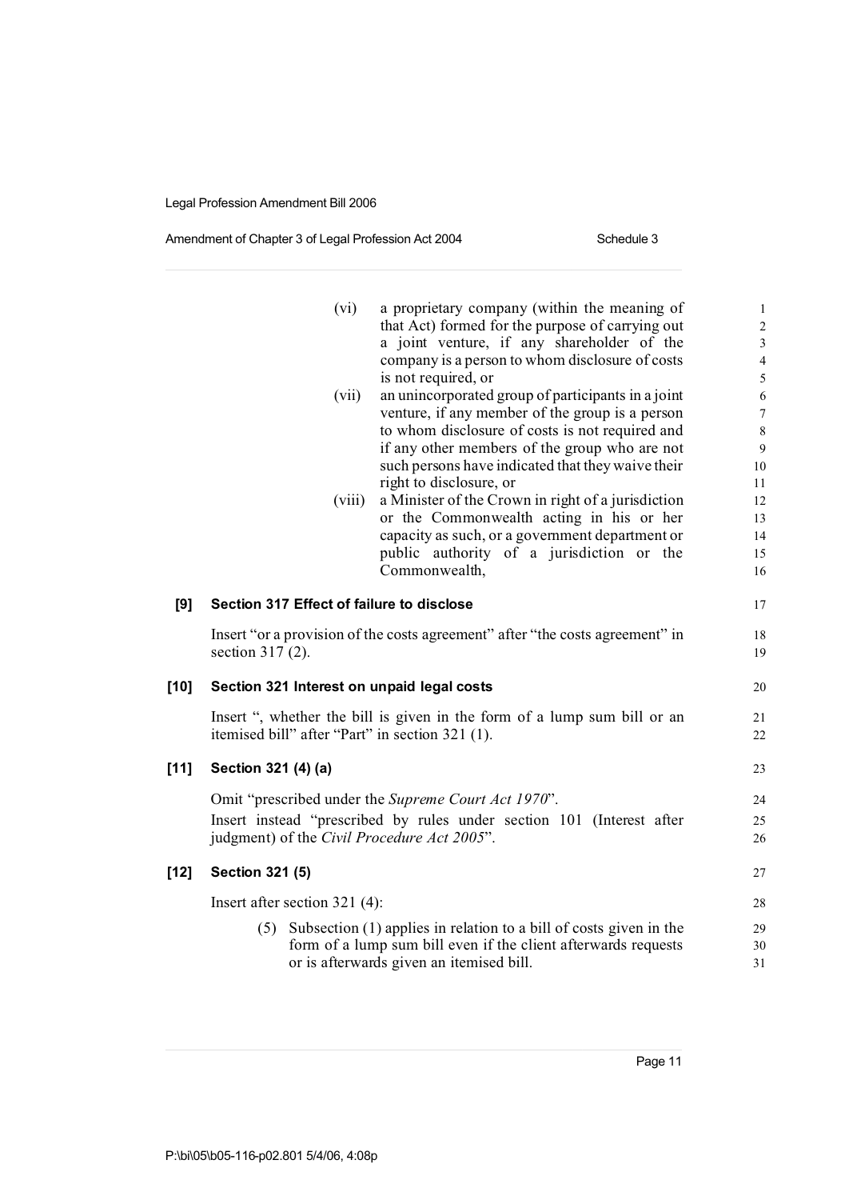(vi) a proprietary company (within the meaning of that Act) formed for the purpose of carrying out a joint venture, if any shareholder of the company is a person to whom disclosure of costs is not required, or

(vii) an unincorporated group of participants in a joint venture, if any member of the group is a person to whom disclosure of costs is not required and if any other members of the group who are not such persons have indicated that they waive their right to disclosure, or

(viii) a Minister of the Crown in right of a jurisdiction or the Commonwealth acting in his or her capacity as such, or a government department or public authority of a jurisdiction or the Commonwealth,

**[9] Section 317 Effect of failure to disclose**

Insert "or a provision of the costs agreement" after "the costs agreement" in section 317 (2).

**[10] Section 321 Interest on unpaid legal costs**

Insert ", whether the bill is given in the form of a lump sum bill or an itemised bill" after "Part" in section 321 (1).

**[11] Section 321 (4) (a)**

Omit "prescribed under the *Supreme Court Act 1970*".

Insert instead "prescribed by rules under section 101 (Interest after judgment) of the *Civil Procedure Act 2005*".

**[12] Section 321 (5)**

Insert after section 321 (4):

(5) Subsection (1) applies in relation to a bill of costs given in the form of a lump sum bill even if the client afterwards requests or is afterwards given an itemised bill.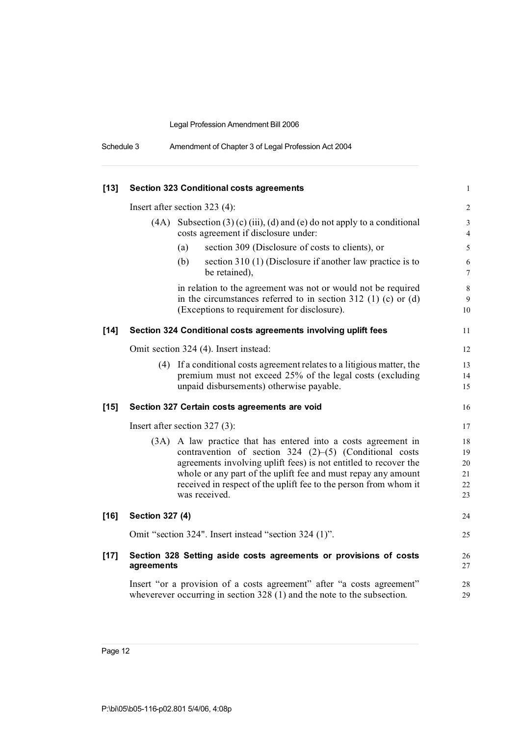**[13] Section 323 Conditional costs agreements**

Insert after section 323 (4):

(4A) Subsection (3) (c) (iii), (d) and (e) do not apply to a conditional costs agreement if disclosure under:

(a) section 309 (Disclosure of costs to clients), or

(b) section 310 (1) (Disclosure if another law practice is to be retained),

in relation to the agreement was not or would not be required in the circumstances referred to in section 312 (1) (c) or (d) (Exceptions to requirement for disclosure).

**[14] Section 324 Conditional costs agreements involving uplift fees**

Omit section 324 (4). Insert instead:

(4) If a conditional costs agreement relates to a litigious matter, the premium must not exceed 25% of the legal costs (excluding unpaid disbursements) otherwise payable.

**[15] Section 327 Certain costs agreements are void**

Insert after section 327 (3):

(3A) A law practice that has entered into a costs agreement in contravention of section 324 (2)–(5) (Conditional costs agreements involving uplift fees) is not entitled to recover the whole or any part of the uplift fee and must repay any amount received in respect of the uplift fee to the person from whom it was received.

**[16] Section 327 (4)**

Omit "section 324". Insert instead "section 324 (1)".

**[17] Section 328 Setting aside costs agreements or provisions of costs agreements**

Insert "or a provision of a costs agreement" after "a costs agreement" whevererever occurring in section 328 (1) and the note to the subsection.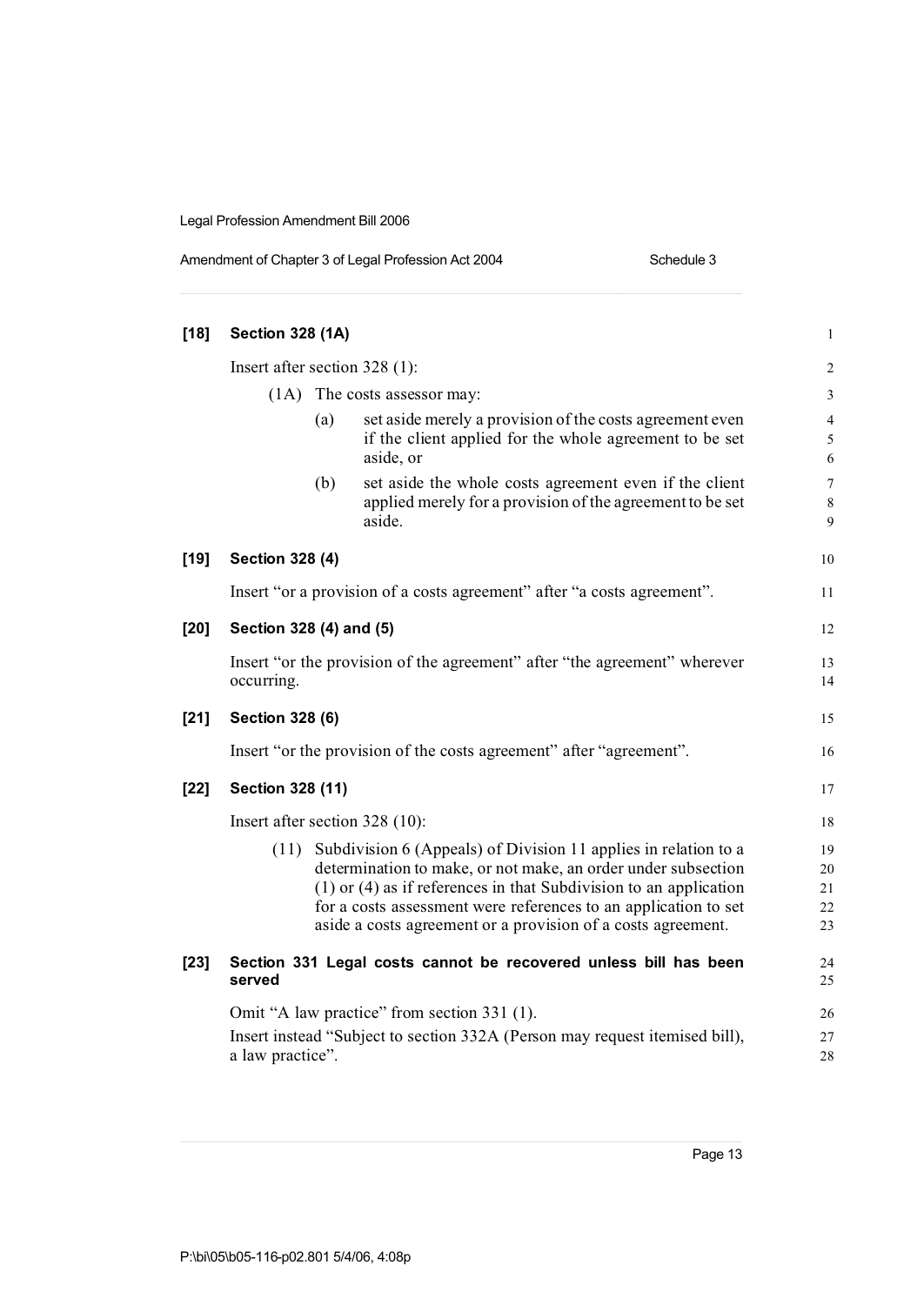### [18] Section 328 (1A)

Insert after section 328 (1):

(1A) The costs assessor may:

(a) set aside merely a provision of the costs agreement even if the client applied for the whole agreement to be set aside, or

(b) set aside the whole costs agreement even if the client applied merely for a provision of the agreement to be set aside.

### [19] Section 328 (4)

Insert "or a provision of a costs agreement" after "a costs agreement".

### [20] Section 328 (4) and (5)

Insert "or the provision of the agreement" after "the agreement" wherever occurring.

### [21] Section 328 (6)

Insert "or the provision of the costs agreement" after "agreement".

### [22] Section 328 (11)

Insert after section 328 (10):

(11) Subdivision 6 (Appeals) of Division 11 applies in relation to a determination to make, or not make, an order under subsection (1) or (4) as if references in that Subdivision to an application for a costs assessment were references to an application to set aside a costs agreement or a provision of a costs agreement.

### [23] Section 331 Legal costs cannot be recovered unless bill has been served

Omit "A law practice" from section 331 (1).

Insert instead "Subject to section 332A (Person may request itemised bill), a law practice".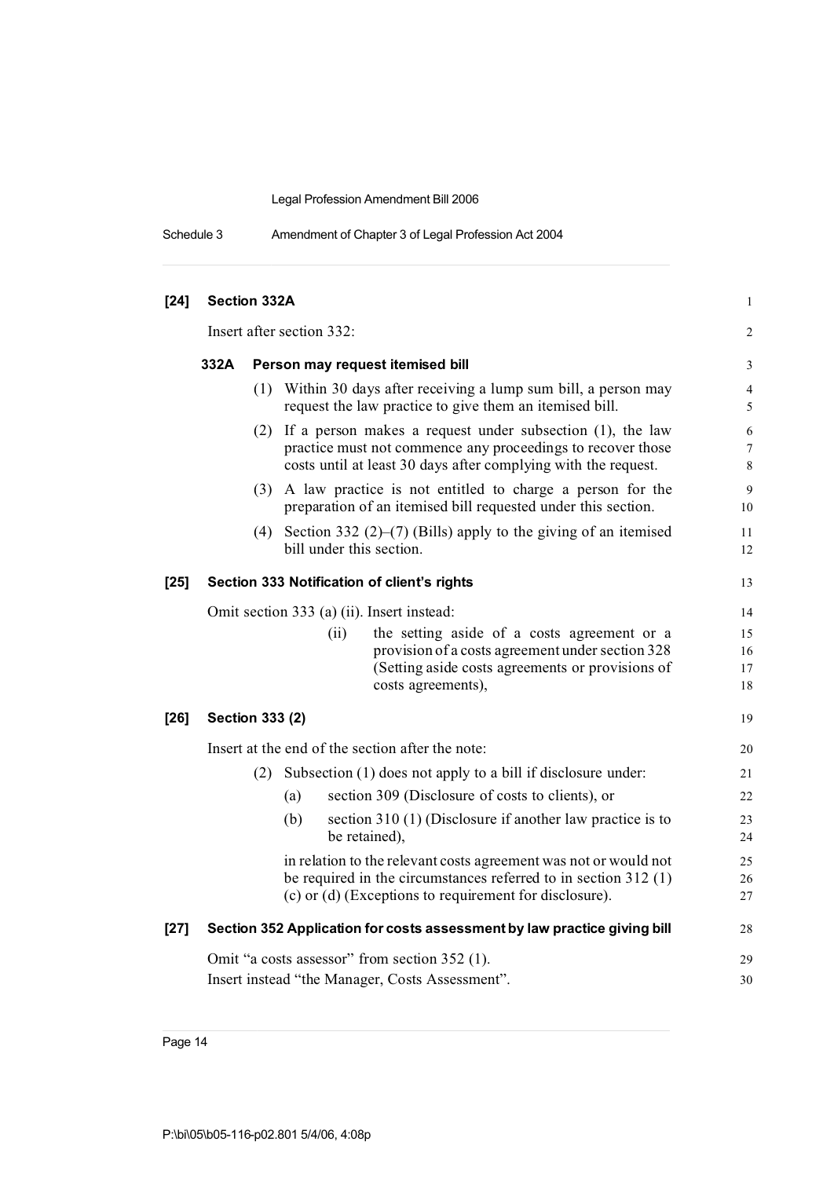**[24] Section 332A**

Insert after section 332:

**332A Person may request itemised bill**

(1) Within 30 days after receiving a lump sum bill, a person may request the law practice to give them an itemised bill.

(2) If a person makes a request under subsection (1), the law practice must not commence any proceedings to recover those costs until at least 30 days after complying with the request.

(3) A law practice is not entitled to charge a person for the preparation of an itemised bill requested under this section.

(4) Section 332 (2)–(7) (Bills) apply to the giving of an itemised bill under this section.

**[25] Section 333 Notification of client's rights**

Omit section 333 (a) (ii). Insert instead:

(ii) the setting aside of a costs agreement or a provision of a costs agreement under section 328 (Setting aside costs agreements or provisions of costs agreements),

**[26] Section 333 (2)**

Insert at the end of the section after the note:

(2) Subsection (1) does not apply to a bill if disclosure under:

(a) section 309 (Disclosure of costs to clients), or

(b) section 310 (1) (Disclosure if another law practice is to be retained),

in relation to the relevant costs agreement was not or would not be required in the circumstances referred to in section 312 (1) (c) or (d) (Exceptions to requirement for disclosure).

**[27] Section 352 Application for costs assessment by law practice giving bill**

Omit "a costs assessor" from section 352 (1).

Insert instead "the Manager, Costs Assessment".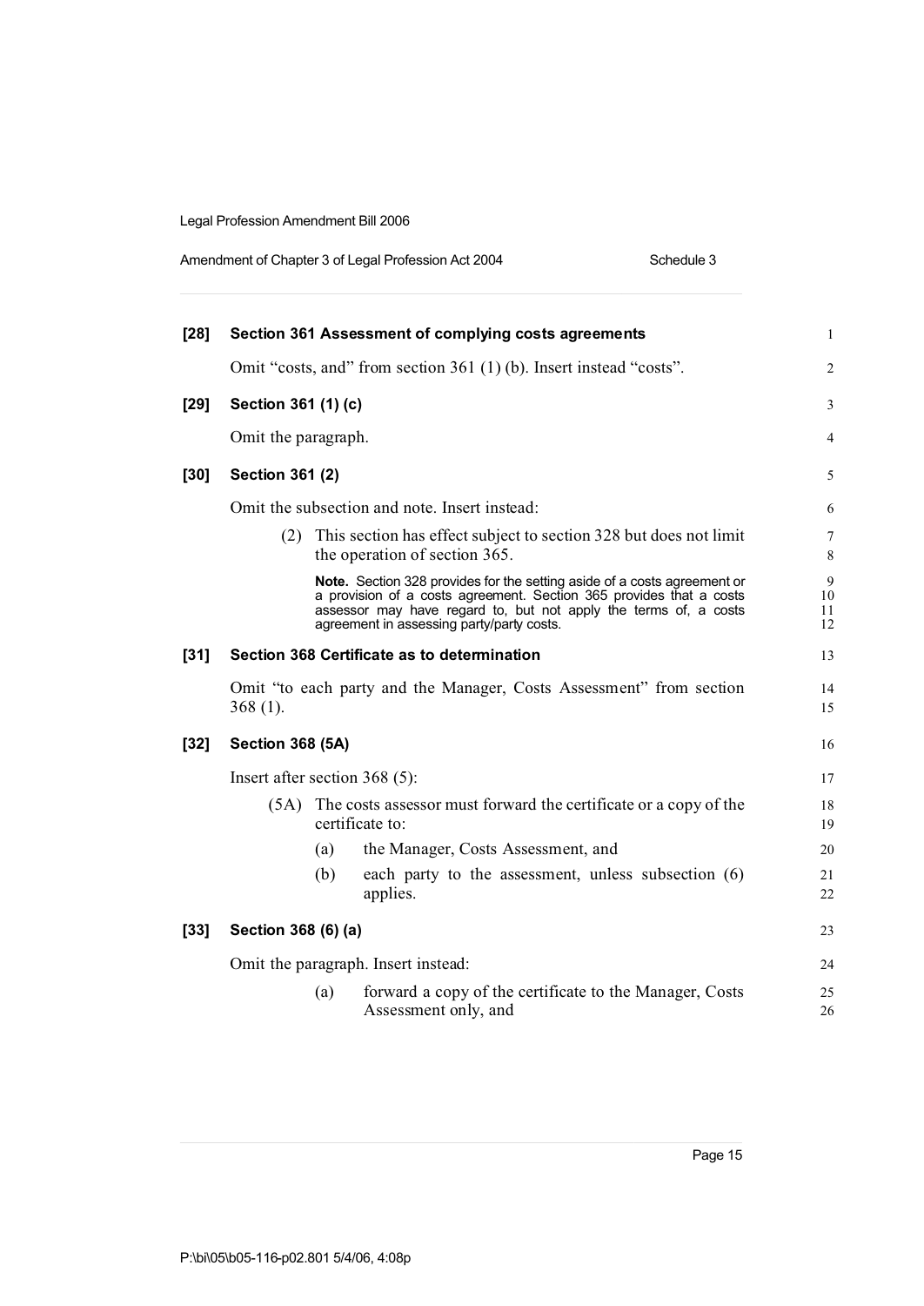**[28] Section 361 Assessment of complying costs agreements**

Omit "costs, and" from section 361 (1) (b). Insert instead "costs".

**[29] Section 361 (1) (c)**

Omit the paragraph.

**[30] Section 361 (2)**

Omit the subsection and note. Insert instead:

(2) This section has effect subject to section 328 but does not limit the operation of section 365.

**Note.** Section 328 provides for the setting aside of a costs agreement or a provision of a costs agreement. Section 365 provides that a costs assessor may have regard to, but not apply the terms of, a costs agreement in assessing party/party costs.

**[31] Section 368 Certificate as to determination**

Omit "to each party and the Manager, Costs Assessment" from section 368 (1).

**[32] Section 368 (5A)**

Insert after section 368 (5):

(5A) The costs assessor must forward the certificate or a copy of the certificate to:

(a) the Manager, Costs Assessment, and

(b) each party to the assessment, unless subsection (6) applies.

**[33] Section 368 (6) (a)**

Omit the paragraph. Insert instead:

(a) forward a copy of the certificate to the Manager, Costs Assessment only, and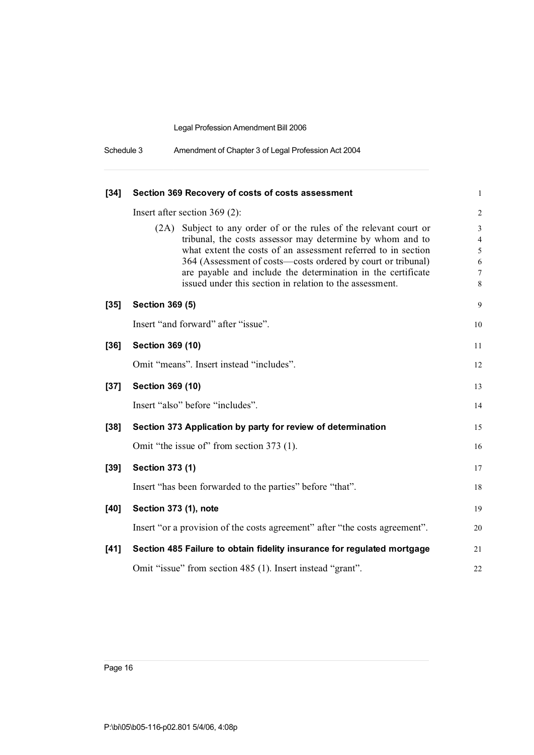**[34] Section 369 Recovery of costs of costs assessment**

Insert after section 369 (2):

> (2A) Subject to any order of or the rules of the relevant court or tribunal, the costs assessor may determine by whom and to what extent the costs of an assessment referred to in section 364 (Assessment of costs—costs ordered by court or tribunal) are payable and include the determination in the certificate issued under this section in relation to the assessment.

**[35] Section 369 (5)**

Insert "and forward" after "issue".

**[36] Section 369 (10)**

Omit "means". Insert instead "includes".

**[37] Section 369 (10)**

Insert "also" before "includes".

**[38] Section 373 Application by party for review of determination**

Omit "the issue of" from section 373 (1).

**[39] Section 373 (1)**

Insert "has been forwarded to the parties" before "that".

**[40] Section 373 (1), note**

Insert "or a provision of the costs agreement" after "the costs agreement".

**[41] Section 485 Failure to obtain fidelity insurance for regulated mortgage**

Omit "issue" from section 485 (1). Insert instead "grant".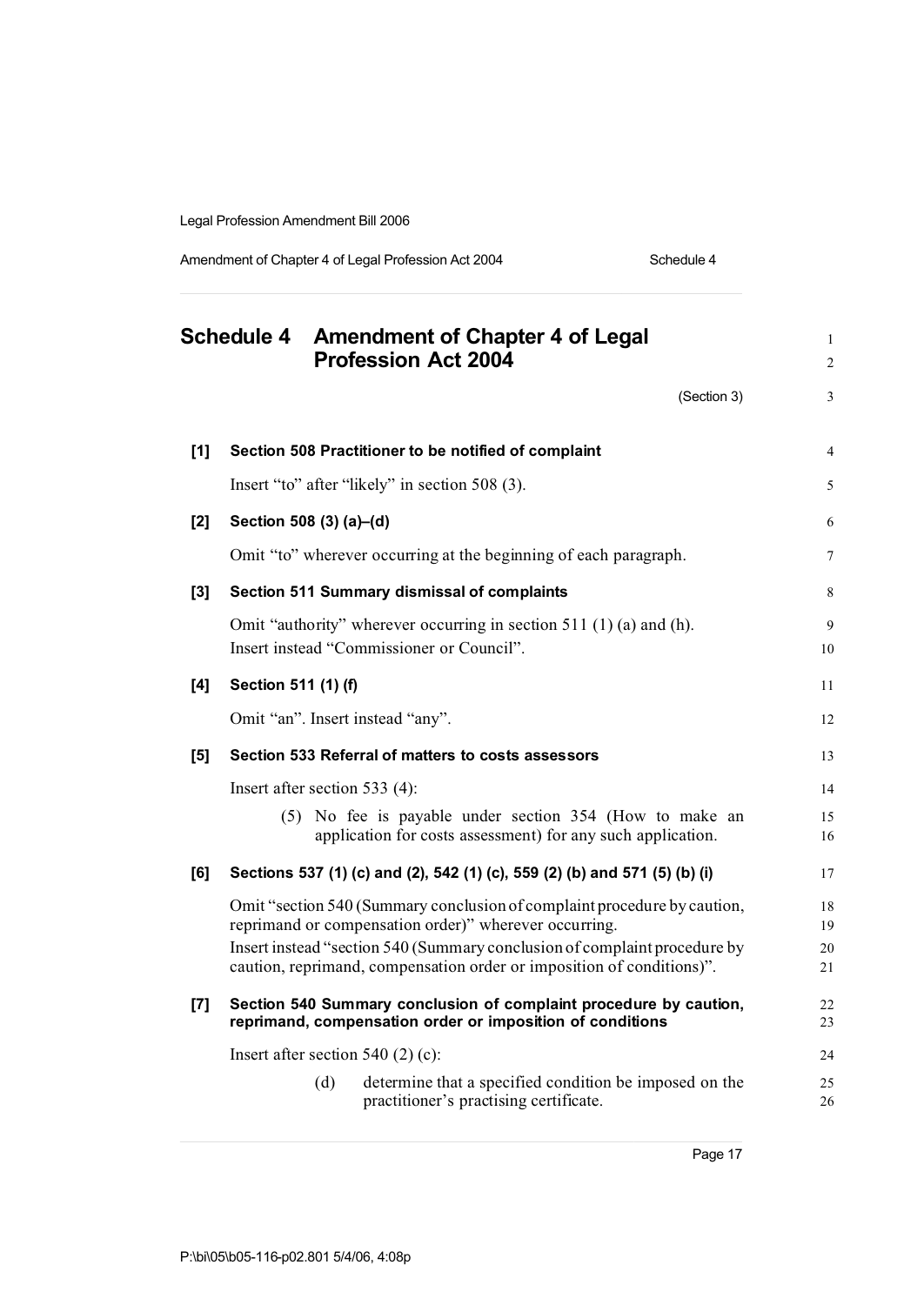# Schedule 4 Amendment of Chapter 4 of Legal Profession Act 2004

(Section 3)

**[1] Section 508 Practitioner to be notified of complaint**

Insert "to" after "likely" in section 508 (3).

**[2] Section 508 (3) (a)–(d)**

Omit "to" wherever occurring at the beginning of each paragraph.

**[3] Section 511 Summary dismissal of complaints**

Omit "authority" wherever occurring in section 511 (1) (a) and (h).
Insert instead "Commissioner or Council".

**[4] Section 511 (1) (f)**

Omit "an". Insert instead "any".

**[5] Section 533 Referral of matters to costs assessors**

Insert after section 533 (4):

> (5) No fee is payable under section 354 (How to make an application for costs assessment) for any such application.

**[6] Sections 537 (1) (c) and (2), 542 (1) (c), 559 (2) (b) and 571 (5) (b) (i)**

Omit "section 540 (Summary conclusion of complaint procedure by caution, reprimand or compensation order)" wherever occurring.
Insert instead "section 540 (Summary conclusion of complaint procedure by caution, reprimand, compensation order or imposition of conditions)".

**[7] Section 540 Summary conclusion of complaint procedure by caution, reprimand, compensation order or imposition of conditions**

Insert after section 540 (2) (c):

> (d) determine that a specified condition be imposed on the practitioner's practising certificate.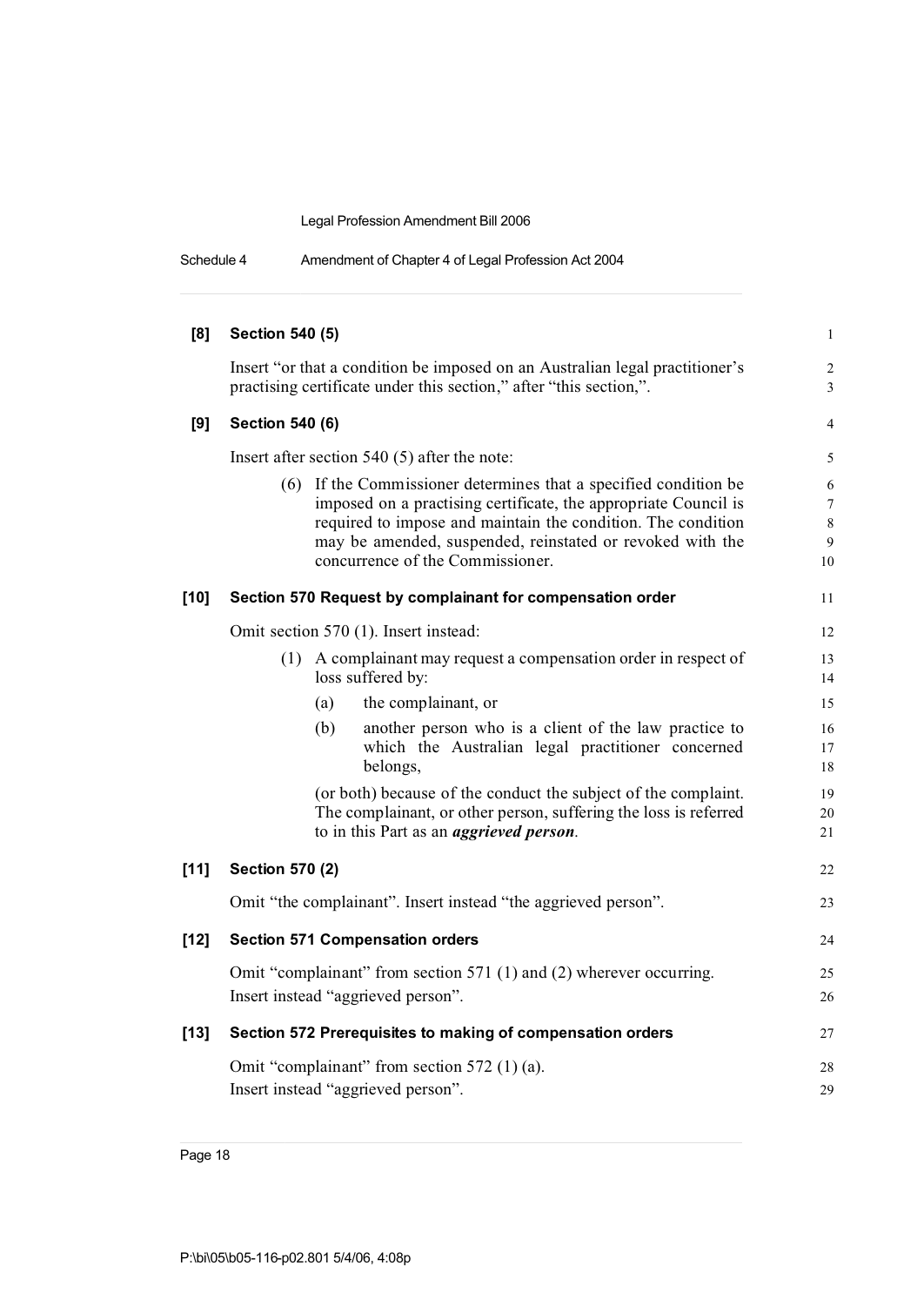**[8] Section 540 (5)**

Insert "or that a condition be imposed on an Australian legal practitioner's practising certificate under this section," after "this section,".

**[9] Section 540 (6)**

Insert after section 540 (5) after the note:

> (6) If the Commissioner determines that a specified condition be imposed on a practising certificate, the appropriate Council is required to impose and maintain the condition. The condition may be amended, suspended, reinstated or revoked with the concurrence of the Commissioner.

**[10] Section 570 Request by complainant for compensation order**

Omit section 570 (1). Insert instead:

> (1) A complainant may request a compensation order in respect of loss suffered by:
>
> (a) the complainant, or
>
> (b) another person who is a client of the law practice to which the Australian legal practitioner concerned belongs,
>
> (or both) because of the conduct the subject of the complaint. The complainant, or other person, suffering the loss is referred to in this Part as an ***aggrieved person***.

**[11] Section 570 (2)**

Omit "the complainant". Insert instead "the aggrieved person".

**[12] Section 571 Compensation orders**

Omit "complainant" from section 571 (1) and (2) wherever occurring. Insert instead "aggrieved person".

**[13] Section 572 Prerequisites to making of compensation orders**

Omit "complainant" from section 572 (1) (a). Insert instead "aggrieved person".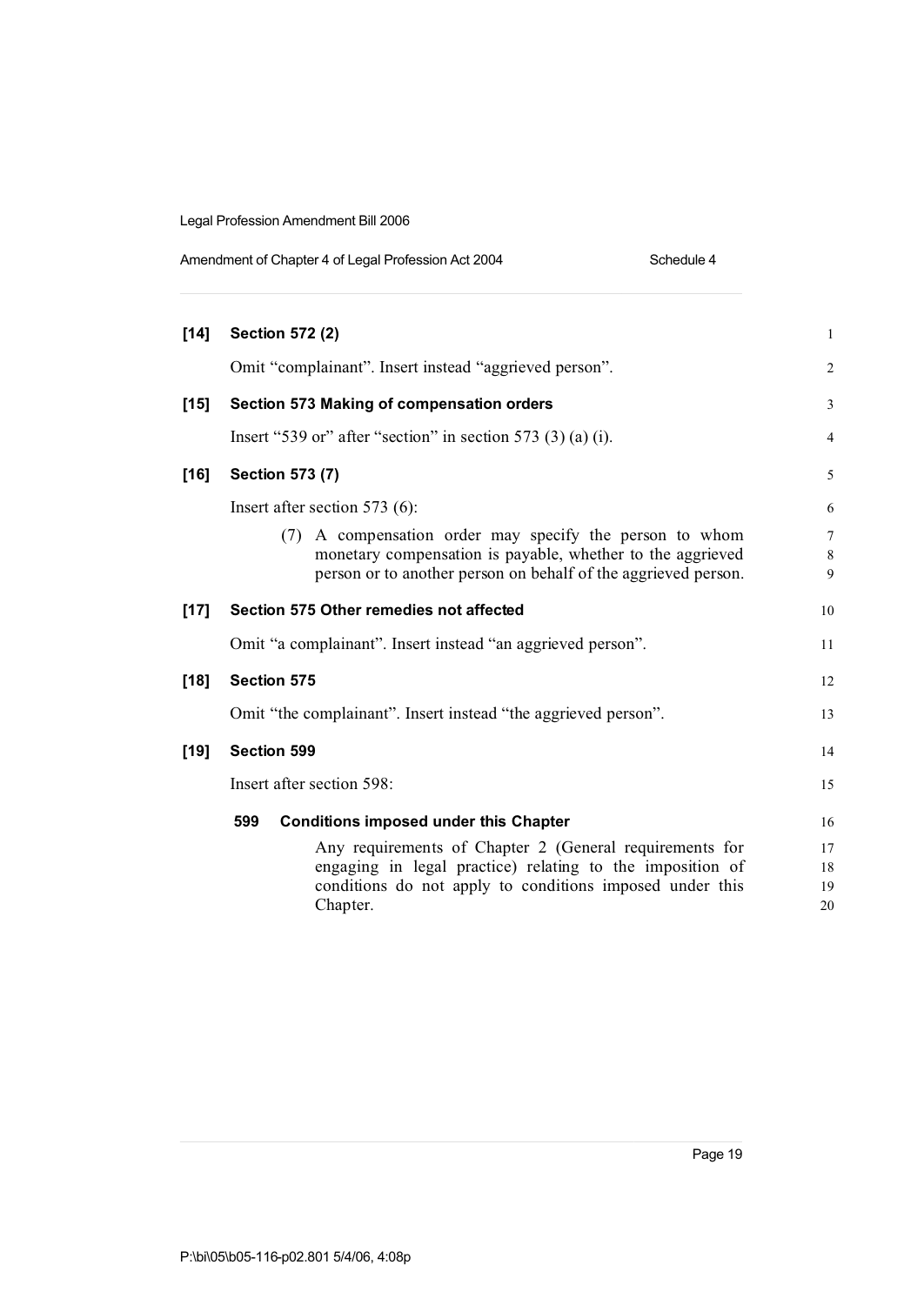**[14] Section 572 (2)**

Omit "complainant". Insert instead "aggrieved person".

**[15] Section 573 Making of compensation orders**

Insert "539 or" after "section" in section 573 (3) (a) (i).

**[16] Section 573 (7)**

Insert after section 573 (6):

(7) A compensation order may specify the person to whom monetary compensation is payable, whether to the aggrieved person or to another person on behalf of the aggrieved person.

**[17] Section 575 Other remedies not affected**

Omit "a complainant". Insert instead "an aggrieved person".

**[18] Section 575**

Omit "the complainant". Insert instead "the aggrieved person".

**[19] Section 599**

Insert after section 598:

**599 Conditions imposed under this Chapter**

Any requirements of Chapter 2 (General requirements for engaging in legal practice) relating to the imposition of conditions do not apply to conditions imposed under this Chapter.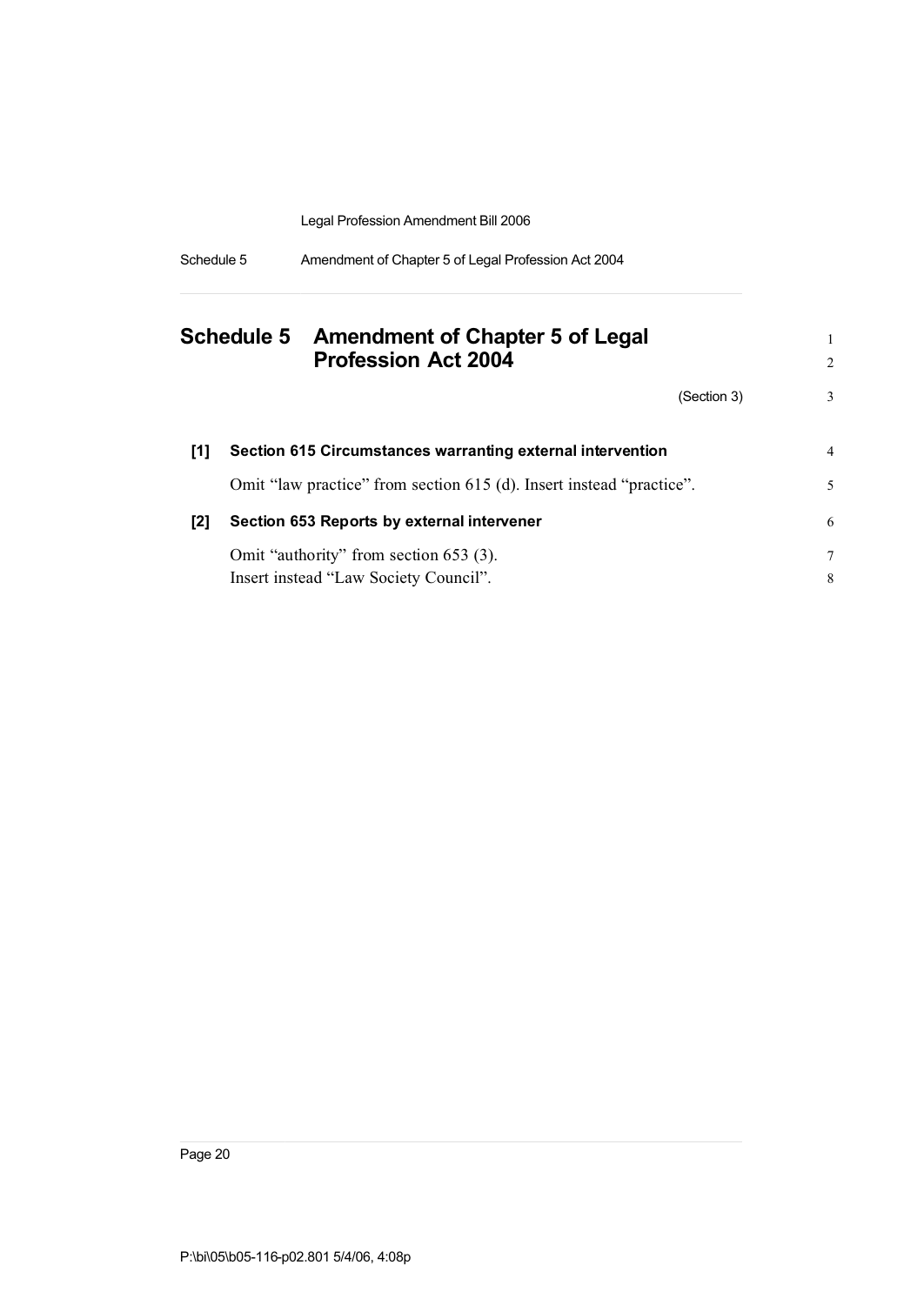## Schedule 5 Amendment of Chapter 5 of Legal Profession Act 2004

(Section 3)

### [1] Section 615 Circumstances warranting external intervention

Omit "law practice" from section 615 (d). Insert instead "practice".

### [2] Section 653 Reports by external intervener

Omit "authority" from section 653 (3).
Insert instead "Law Society Council".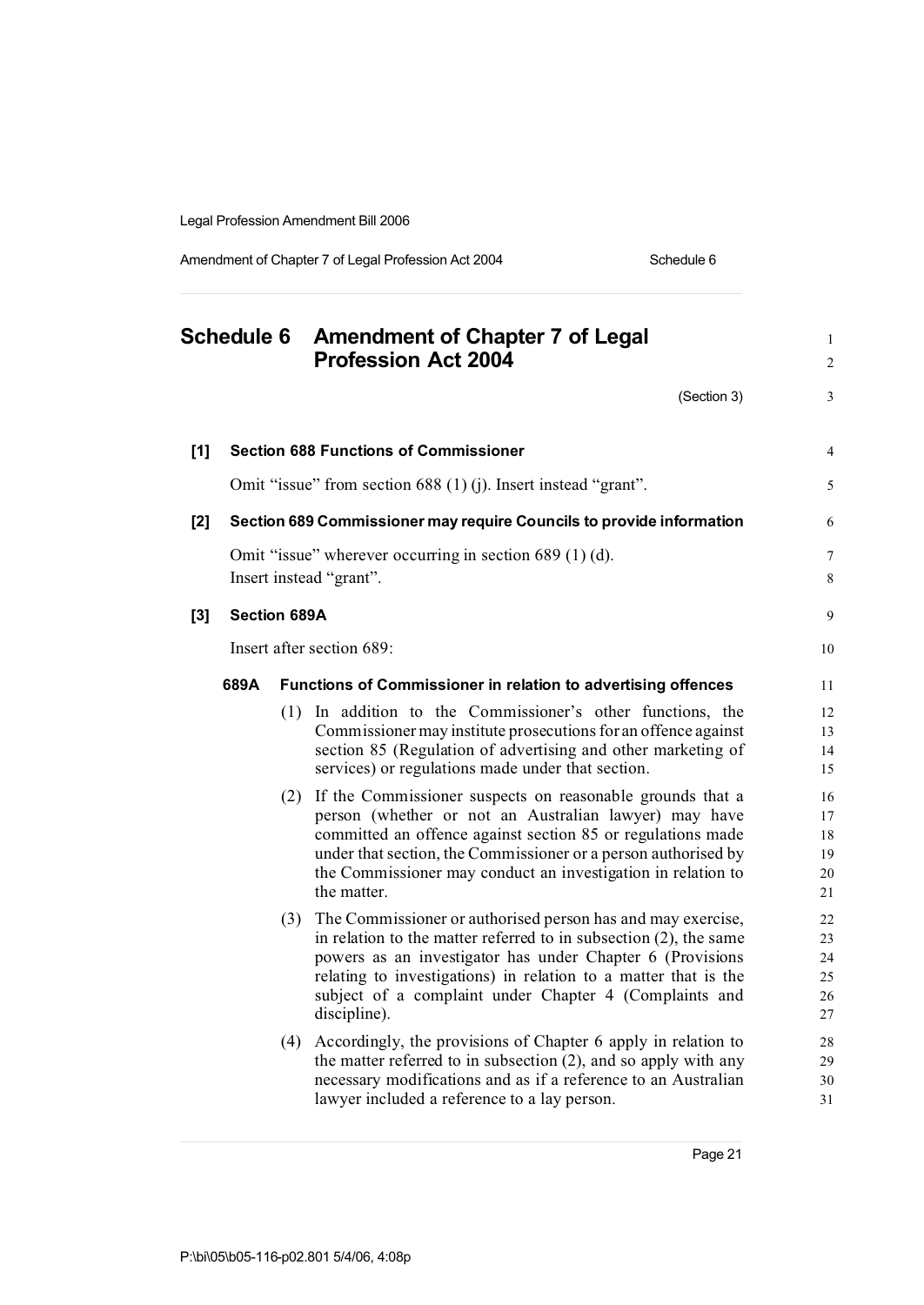# Schedule 6 Amendment of Chapter 7 of Legal Profession Act 2004

(Section 3)

**[1] Section 688 Functions of Commissioner**

Omit "issue" from section 688 (1) (j). Insert instead "grant".

**[2] Section 689 Commissioner may require Councils to provide information**

Omit "issue" wherever occurring in section 689 (1) (d).
Insert instead "grant".

**[3] Section 689A**

Insert after section 689:

**689A Functions of Commissioner in relation to advertising offences**

(1) In addition to the Commissioner's other functions, the Commissioner may institute prosecutions for an offence against section 85 (Regulation of advertising and other marketing of services) or regulations made under that section.

(2) If the Commissioner suspects on reasonable grounds that a person (whether or not an Australian lawyer) may have committed an offence against section 85 or regulations made under that section, the Commissioner or a person authorised by the Commissioner may conduct an investigation in relation to the matter.

(3) The Commissioner or authorised person has and may exercise, in relation to the matter referred to in subsection (2), the same powers as an investigator has under Chapter 6 (Provisions relating to investigations) in relation to a matter that is the subject of a complaint under Chapter 4 (Complaints and discipline).

(4) Accordingly, the provisions of Chapter 6 apply in relation to the matter referred to in subsection (2), and so apply with any necessary modifications and as if a reference to an Australian lawyer included a reference to a lay person.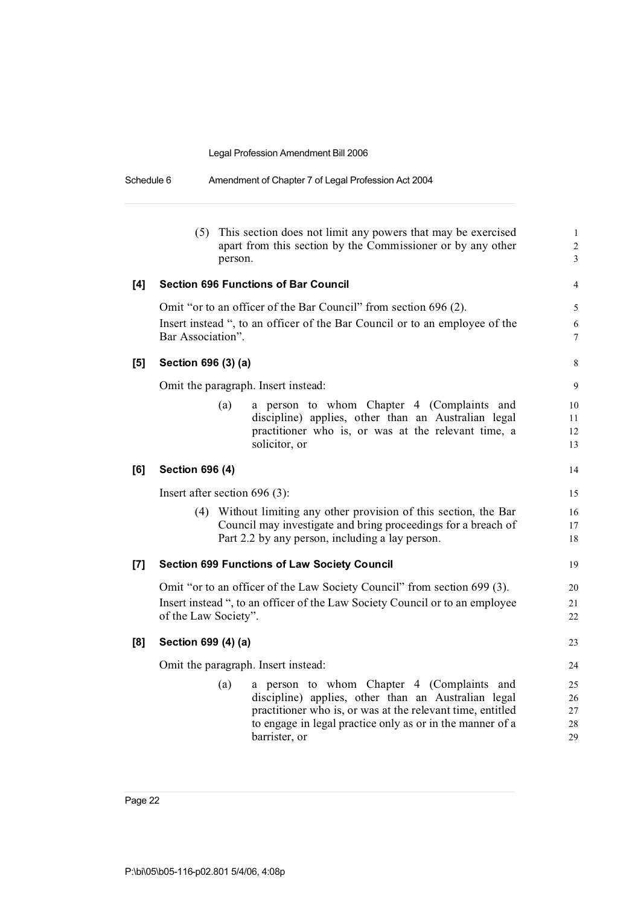(5) This section does not limit any powers that may be exercised apart from this section by the Commissioner or by any other person.

**[4] Section 696 Functions of Bar Council**

Omit "or to an officer of the Bar Council" from section 696 (2).

Insert instead ", to an officer of the Bar Council or to an employee of the Bar Association".

**[5] Section 696 (3) (a)**

Omit the paragraph. Insert instead:

(a) a person to whom Chapter 4 (Complaints and discipline) applies, other than an Australian legal practitioner who is, or was at the relevant time, a solicitor, or

**[6] Section 696 (4)**

Insert after section 696 (3):

(4) Without limiting any other provision of this section, the Bar Council may investigate and bring proceedings for a breach of Part 2.2 by any person, including a lay person.

**[7] Section 699 Functions of Law Society Council**

Omit "or to an officer of the Law Society Council" from section 699 (3).

Insert instead ", to an officer of the Law Society Council or to an employee of the Law Society".

**[8] Section 699 (4) (a)**

Omit the paragraph. Insert instead:

(a) a person to whom Chapter 4 (Complaints and discipline) applies, other than an Australian legal practitioner who is, or was at the relevant time, entitled to engage in legal practice only as or in the manner of a barrister, or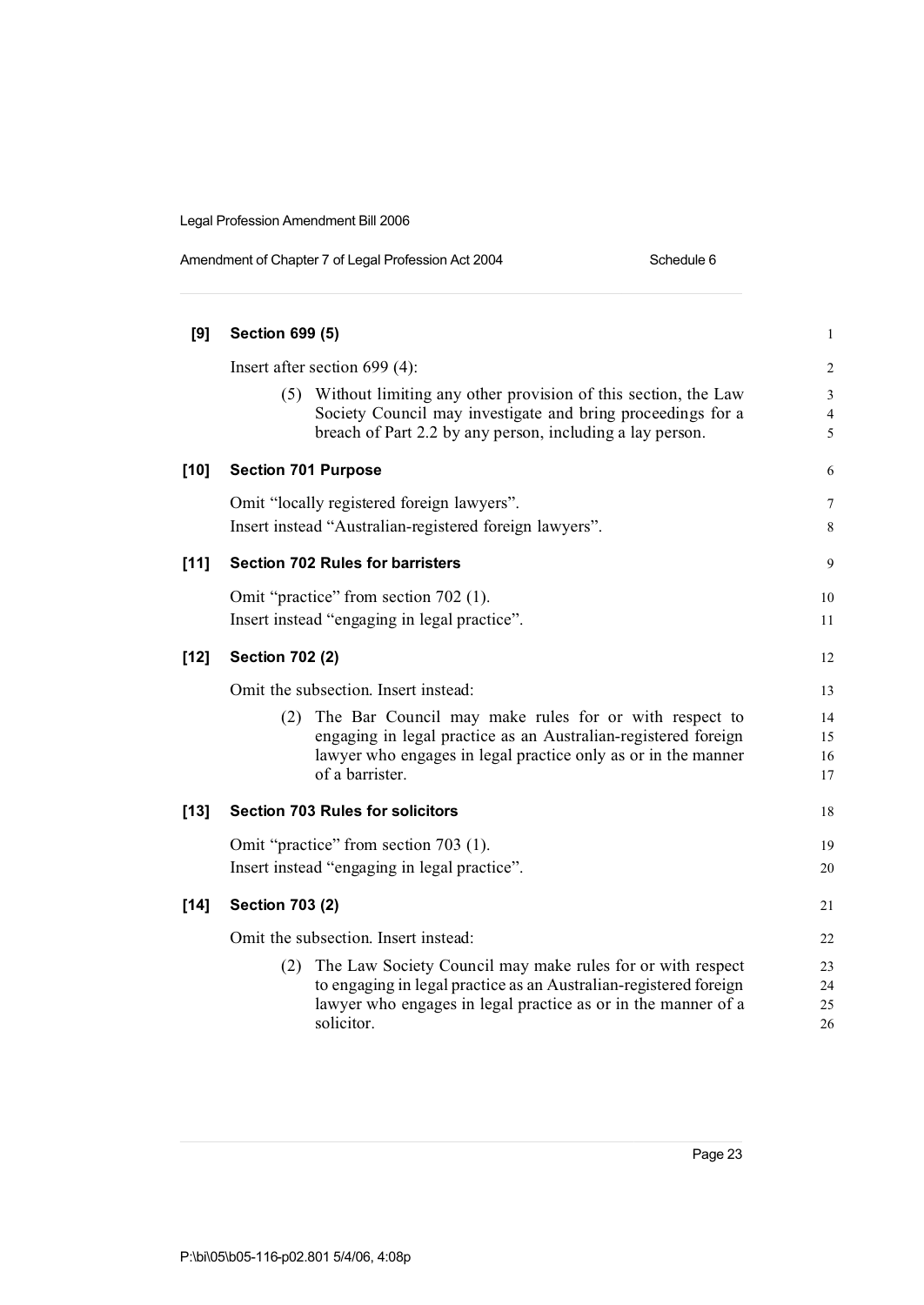**[9] Section 699 (5)**

Insert after section 699 (4):

(5) Without limiting any other provision of this section, the Law Society Council may investigate and bring proceedings for a breach of Part 2.2 by any person, including a lay person.

**[10] Section 701 Purpose**

Omit "locally registered foreign lawyers".

Insert instead "Australian-registered foreign lawyers".

**[11] Section 702 Rules for barristers**

Omit "practice" from section 702 (1).

Insert instead "engaging in legal practice".

**[12] Section 702 (2)**

Omit the subsection. Insert instead:

(2) The Bar Council may make rules for or with respect to engaging in legal practice as an Australian-registered foreign lawyer who engages in legal practice only as or in the manner of a barrister.

**[13] Section 703 Rules for solicitors**

Omit "practice" from section 703 (1).

Insert instead "engaging in legal practice".

**[14] Section 703 (2)**

Omit the subsection. Insert instead:

(2) The Law Society Council may make rules for or with respect to engaging in legal practice as an Australian-registered foreign lawyer who engages in legal practice as or in the manner of a solicitor.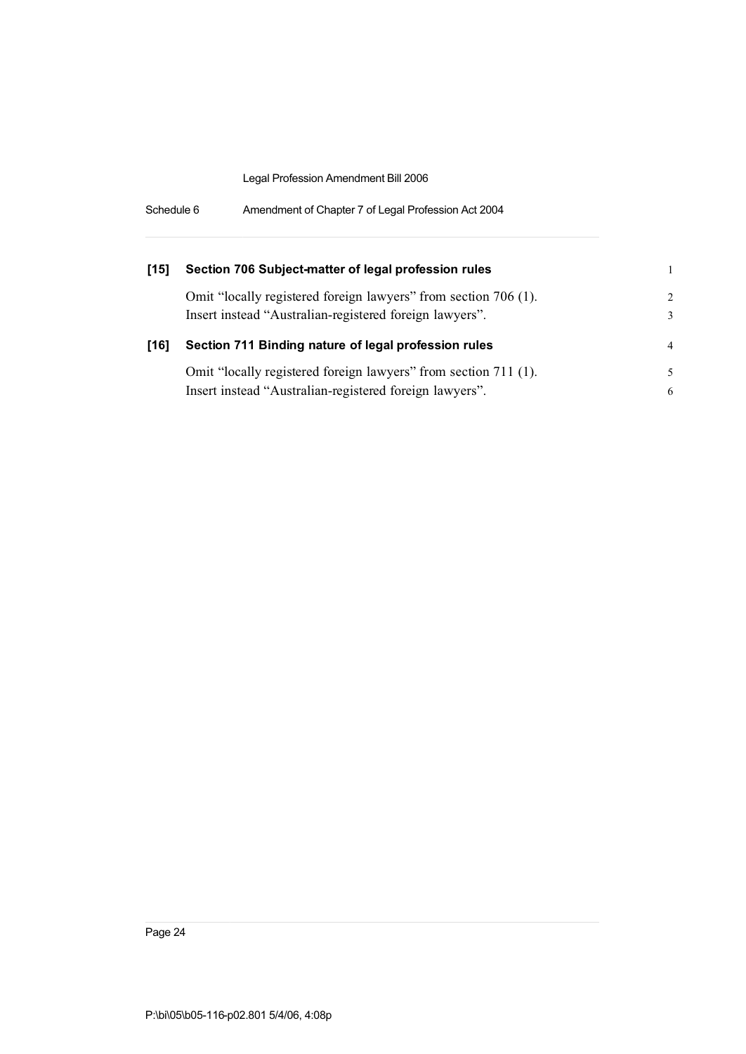**[15] Section 706 Subject-matter of legal profession rules**

Omit "locally registered foreign lawyers" from section 706 (1).
Insert instead "Australian-registered foreign lawyers".

**[16] Section 711 Binding nature of legal profession rules**

Omit "locally registered foreign lawyers" from section 711 (1).
Insert instead "Australian-registered foreign lawyers".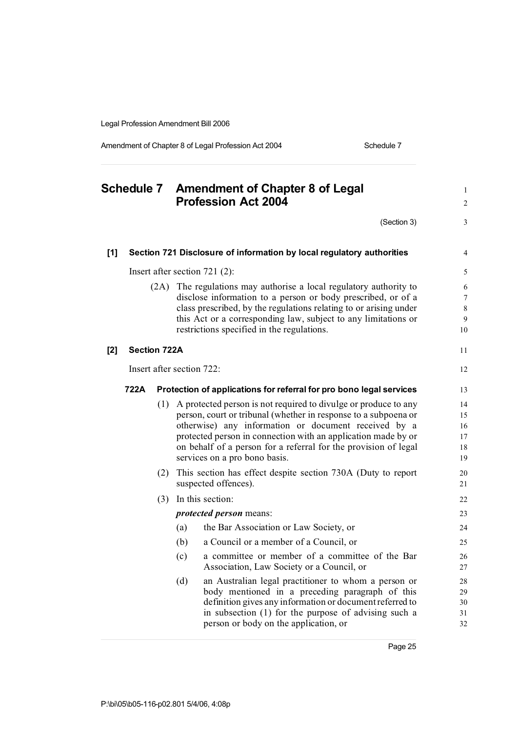# Schedule 7 Amendment of Chapter 8 of Legal Profession Act 2004

(Section 3)

## [1] Section 721 Disclosure of information by local regulatory authorities

Insert after section 721 (2):

(2A) The regulations may authorise a local regulatory authority to disclose information to a person or body prescribed, or of a class prescribed, by the regulations relating to or arising under this Act or a corresponding law, subject to any limitations or restrictions specified in the regulations.

## [2] Section 722A

Insert after section 722:

### 722A Protection of applications for referral for pro bono legal services

(1) A protected person is not required to divulge or produce to any person, court or tribunal (whether in response to a subpoena or otherwise) any information or document received by a protected person in connection with an application made by or on behalf of a person for a referral for the provision of legal services on a pro bono basis.

(2) This section has effect despite section 730A (Duty to report suspected offences).

(3) In this section:

***protected person*** means:

(a) the Bar Association or Law Society, or

(b) a Council or a member of a Council, or

(c) a committee or member of a committee of the Bar Association, Law Society or a Council, or

(d) an Australian legal practitioner to whom a person or body mentioned in a preceding paragraph of this definition gives any information or document referred to in subsection (1) for the purpose of advising such a person or body on the application, or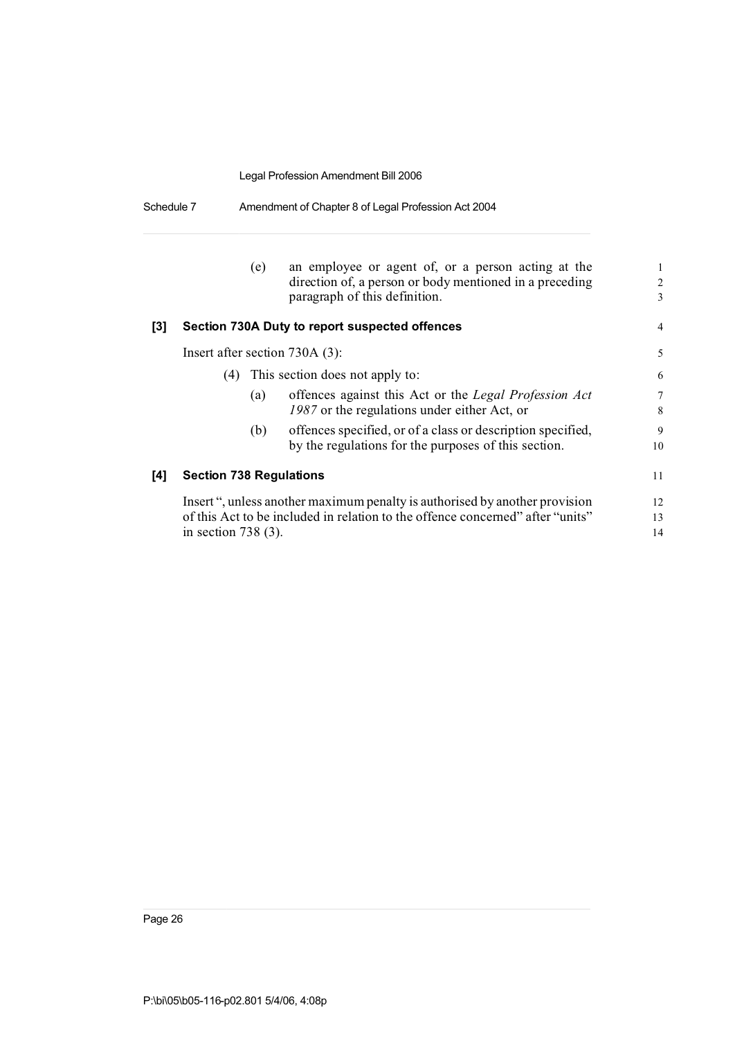(e) an employee or agent of, or a person acting at the direction of, a person or body mentioned in a preceding paragraph of this definition.

### [3] Section 730A Duty to report suspected offences

Insert after section 730A (3):

(4) This section does not apply to:

(a) offences against this Act or the *Legal Profession Act 1987* or the regulations under either Act, or

(b) offences specified, or of a class or description specified, by the regulations for the purposes of this section.

### [4] Section 738 Regulations

Insert ", unless another maximum penalty is authorised by another provision of this Act to be included in relation to the offence concerned" after "units" in section 738 (3).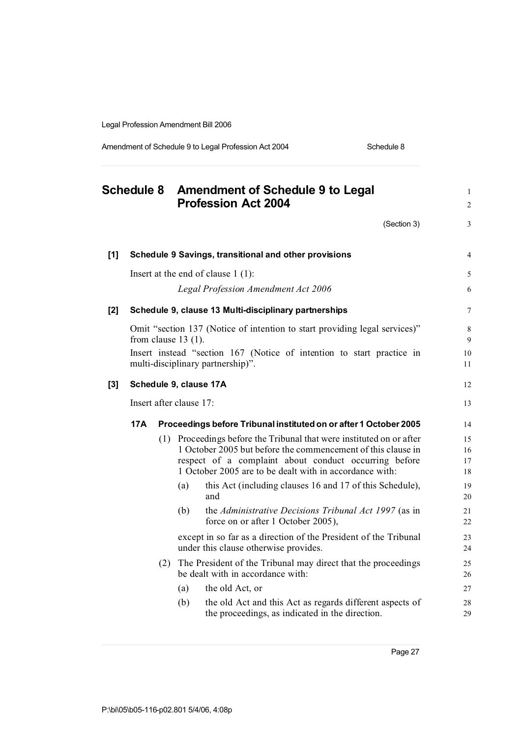# Schedule 8 Amendment of Schedule 9 to Legal Profession Act 2004

(Section 3)

**[1] Schedule 9 Savings, transitional and other provisions**

Insert at the end of clause 1 (1):

*Legal Profession Amendment Act 2006*

**[2] Schedule 9, clause 13 Multi-disciplinary partnerships**

Omit "section 137 (Notice of intention to start providing legal services)" from clause 13 (1).

Insert instead "section 167 (Notice of intention to start practice in multi-disciplinary partnership)".

**[3] Schedule 9, clause 17A**

Insert after clause 17:

**17A Proceedings before Tribunal instituted on or after 1 October 2005**

(1) Proceedings before the Tribunal that were instituted on or after 1 October 2005 but before the commencement of this clause in respect of a complaint about conduct occurring before 1 October 2005 are to be dealt with in accordance with:

(a) this Act (including clauses 16 and 17 of this Schedule), and

(b) the *Administrative Decisions Tribunal Act 1997* (as in force on or after 1 October 2005),

except in so far as a direction of the President of the Tribunal under this clause otherwise provides.

(2) The President of the Tribunal may direct that the proceedings be dealt with in accordance with:

(a) the old Act, or

(b) the old Act and this Act as regards different aspects of the proceedings, as indicated in the direction.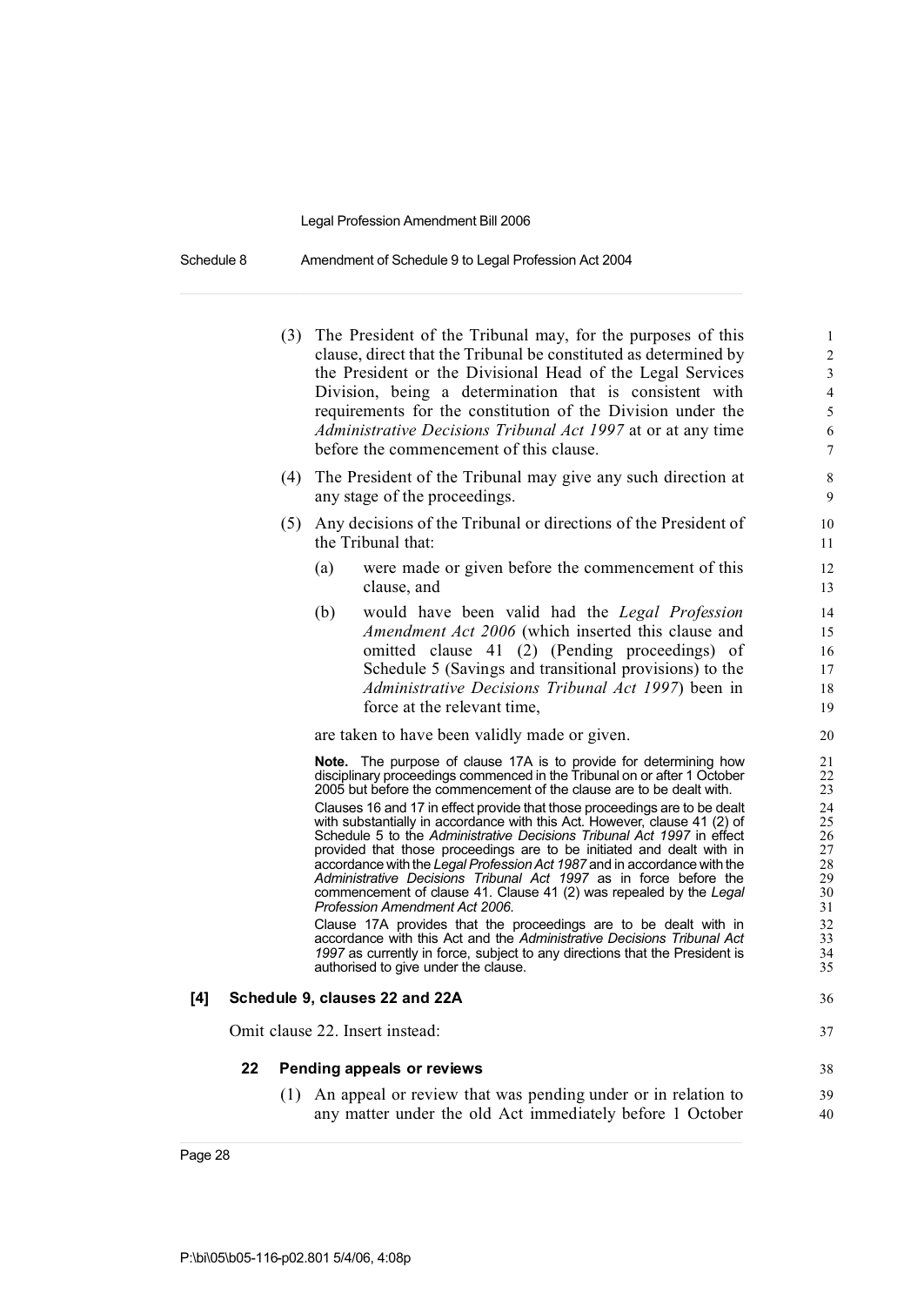(3) The President of the Tribunal may, for the purposes of this clause, direct that the Tribunal be constituted as determined by the President or the Divisional Head of the Legal Services Division, being a determination that is consistent with requirements for the constitution of the Division under the *Administrative Decisions Tribunal Act 1997* at or at any time before the commencement of this clause.

(4) The President of the Tribunal may give any such direction at any stage of the proceedings.

(5) Any decisions of the Tribunal or directions of the President of the Tribunal that:

(a) were made or given before the commencement of this clause, and

(b) would have been valid had the *Legal Profession Amendment Act 2006* (which inserted this clause and omitted clause 41 (2) (Pending proceedings) of Schedule 5 (Savings and transitional provisions) to the *Administrative Decisions Tribunal Act 1997*) been in force at the relevant time,

are taken to have been validly made or given.

**Note.** The purpose of clause 17A is to provide for determining how disciplinary proceedings commenced in the Tribunal on or after 1 October 2005 but before the commencement of the clause are to be dealt with.

Clauses 16 and 17 in effect provide that those proceedings are to be dealt with substantially in accordance with this Act. However, clause 41 (2) of Schedule 5 to the *Administrative Decisions Tribunal Act 1997* in effect provided that those proceedings are to be initiated and dealt with in accordance with the *Legal Profession Act 1987* and in accordance with the *Administrative Decisions Tribunal Act 1997* as in force before the commencement of clause 41. Clause 41 (2) was repealed by the *Legal Profession Amendment Act 2006*.

Clause 17A provides that the proceedings are to be dealt with in accordance with this Act and the *Administrative Decisions Tribunal Act 1997* as currently in force, subject to any directions that the President is authorised to give under the clause.

### [4] Schedule 9, clauses 22 and 22A

Omit clause 22. Insert instead:

#### 22 Pending appeals or reviews

(1) An appeal or review that was pending under or in relation to any matter under the old Act immediately before 1 October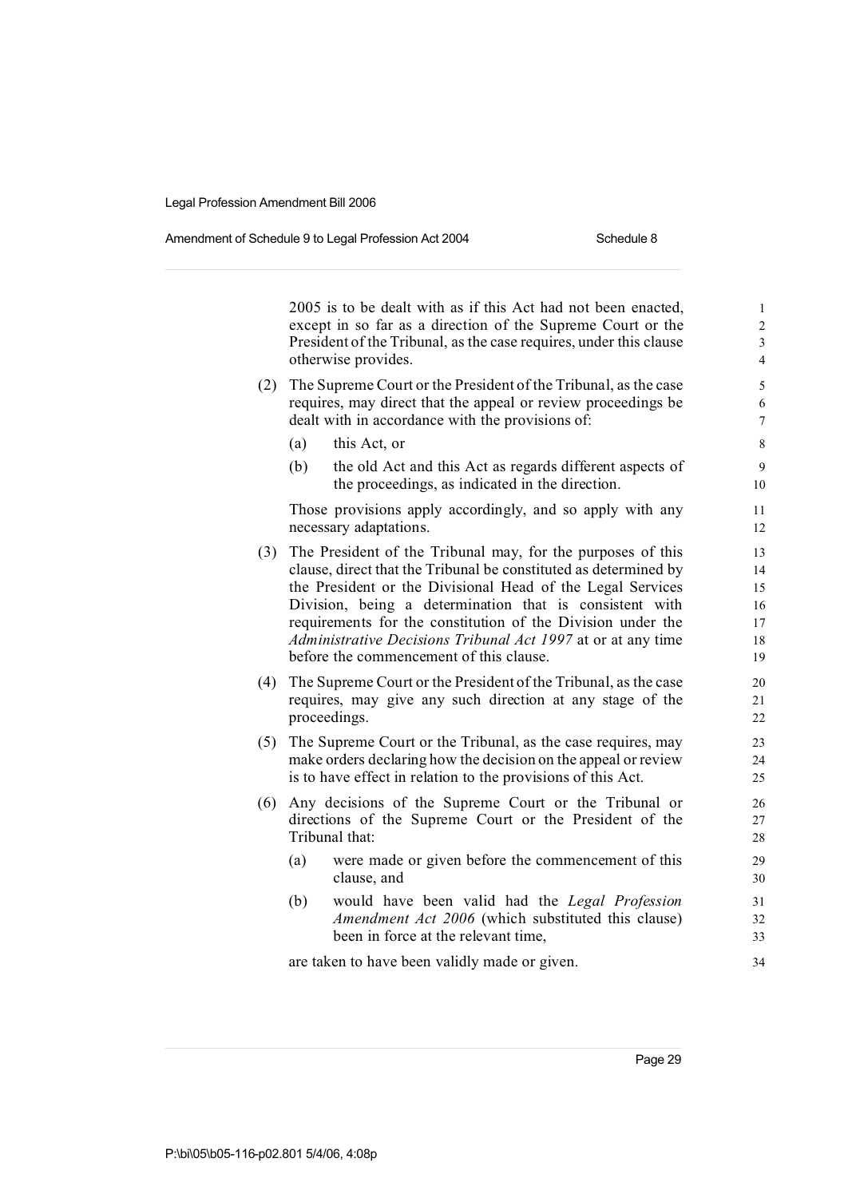2005 is to be dealt with as if this Act had not been enacted, except in so far as a direction of the Supreme Court or the President of the Tribunal, as the case requires, under this clause otherwise provides.

(2) The Supreme Court or the President of the Tribunal, as the case requires, may direct that the appeal or review proceedings be dealt with in accordance with the provisions of:

(a) this Act, or

(b) the old Act and this Act as regards different aspects of the proceedings, as indicated in the direction.

Those provisions apply accordingly, and so apply with any necessary adaptations.

(3) The President of the Tribunal may, for the purposes of this clause, direct that the Tribunal be constituted as determined by the President or the Divisional Head of the Legal Services Division, being a determination that is consistent with requirements for the constitution of the Division under the *Administrative Decisions Tribunal Act 1997* at or at any time before the commencement of this clause.

(4) The Supreme Court or the President of the Tribunal, as the case requires, may give any such direction at any stage of the proceedings.

(5) The Supreme Court or the Tribunal, as the case requires, may make orders declaring how the decision on the appeal or review is to have effect in relation to the provisions of this Act.

(6) Any decisions of the Supreme Court or the Tribunal or directions of the Supreme Court or the President of the Tribunal that:

(a) were made or given before the commencement of this clause, and

(b) would have been valid had the *Legal Profession Amendment Act 2006* (which substituted this clause) been in force at the relevant time,

are taken to have been validly made or given.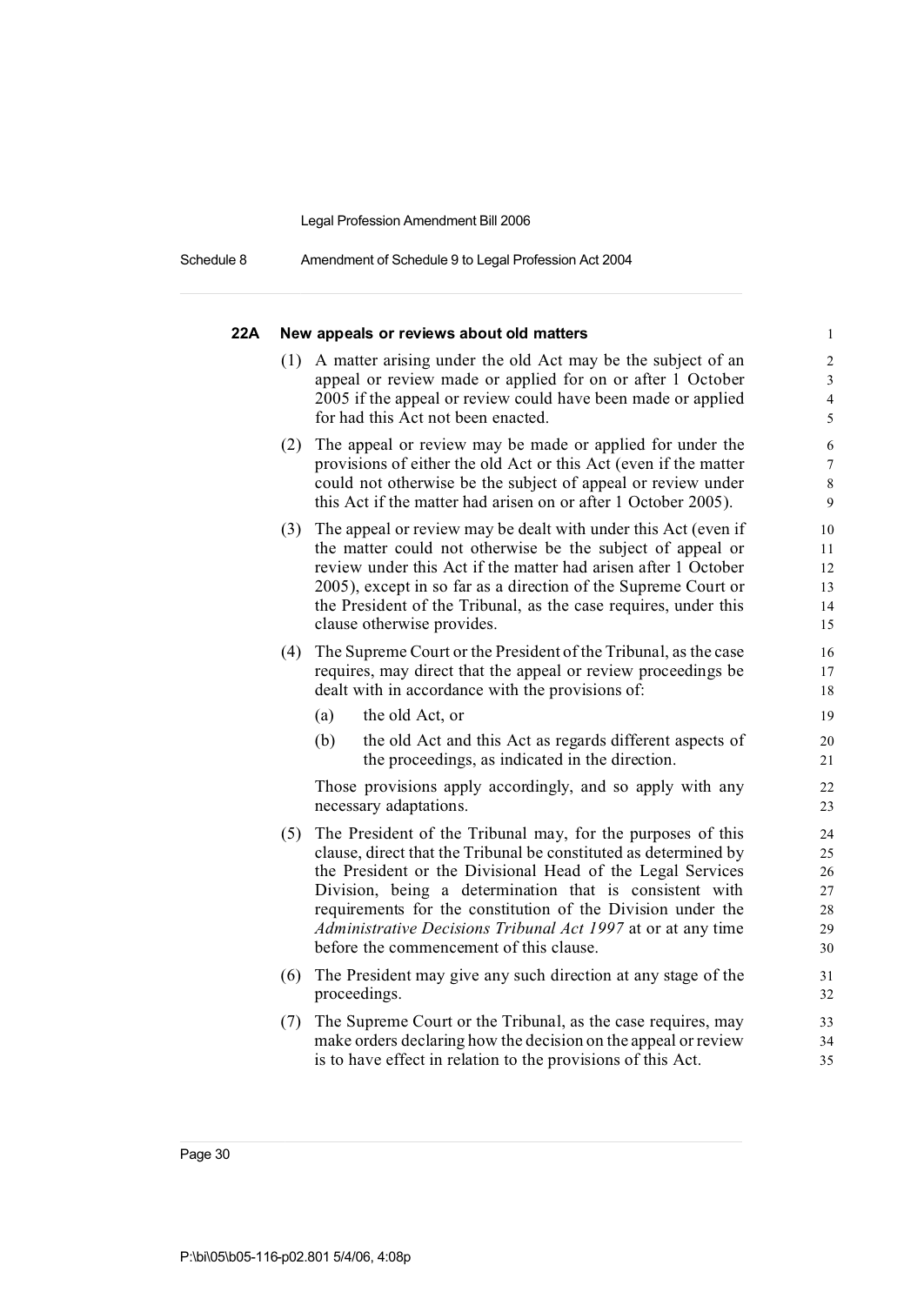### 22A New appeals or reviews about old matters

(1) A matter arising under the old Act may be the subject of an appeal or review made or applied for on or after 1 October 2005 if the appeal or review could have been made or applied for had this Act not been enacted.

(2) The appeal or review may be made or applied for under the provisions of either the old Act or this Act (even if the matter could not otherwise be the subject of appeal or review under this Act if the matter had arisen on or after 1 October 2005).

(3) The appeal or review may be dealt with under this Act (even if the matter could not otherwise be the subject of appeal or review under this Act if the matter had arisen after 1 October 2005), except in so far as a direction of the Supreme Court or the President of the Tribunal, as the case requires, under this clause otherwise provides.

(4) The Supreme Court or the President of the Tribunal, as the case requires, may direct that the appeal or review proceedings be dealt with in accordance with the provisions of:

- (a) the old Act, or
- (b) the old Act and this Act as regards different aspects of the proceedings, as indicated in the direction.

Those provisions apply accordingly, and so apply with any necessary adaptations.

(5) The President of the Tribunal may, for the purposes of this clause, direct that the Tribunal be constituted as determined by the President or the Divisional Head of the Legal Services Division, being a determination that is consistent with requirements for the constitution of the Division under the *Administrative Decisions Tribunal Act 1997* at or at any time before the commencement of this clause.

(6) The President may give any such direction at any stage of the proceedings.

(7) The Supreme Court or the Tribunal, as the case requires, may make orders declaring how the decision on the appeal or review is to have effect in relation to the provisions of this Act.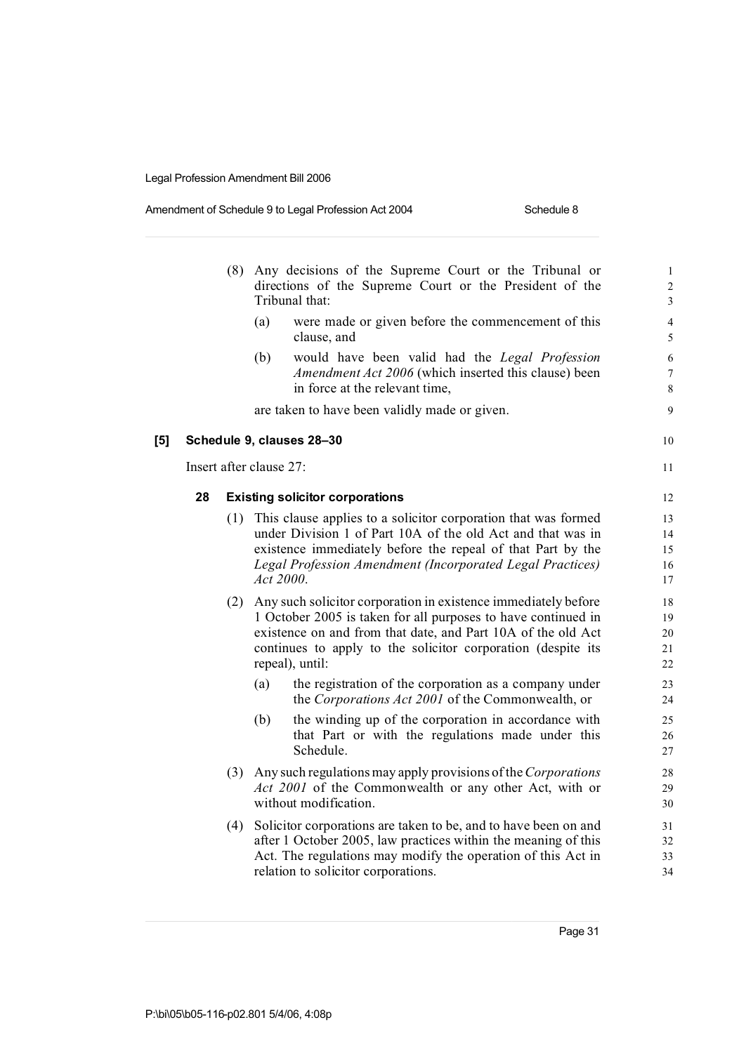(8) Any decisions of the Supreme Court or the Tribunal or directions of the Supreme Court or the President of the Tribunal that:

(a) were made or given before the commencement of this clause, and

(b) would have been valid had the *Legal Profession Amendment Act 2006* (which inserted this clause) been in force at the relevant time,

are taken to have been validly made or given.

**[5] Schedule 9, clauses 28–30**

Insert after clause 27:

**28 Existing solicitor corporations**

(1) This clause applies to a solicitor corporation that was formed under Division 1 of Part 10A of the old Act and that was in existence immediately before the repeal of that Part by the *Legal Profession Amendment (Incorporated Legal Practices) Act 2000*.

(2) Any such solicitor corporation in existence immediately before 1 October 2005 is taken for all purposes to have continued in existence on and from that date, and Part 10A of the old Act continues to apply to the solicitor corporation (despite its repeal), until:

(a) the registration of the corporation as a company under the *Corporations Act 2001* of the Commonwealth, or

(b) the winding up of the corporation in accordance with that Part or with the regulations made under this Schedule.

(3) Any such regulations may apply provisions of the *Corporations Act 2001* of the Commonwealth or any other Act, with or without modification.

(4) Solicitor corporations are taken to be, and to have been on and after 1 October 2005, law practices within the meaning of this Act. The regulations may modify the operation of this Act in relation to solicitor corporations.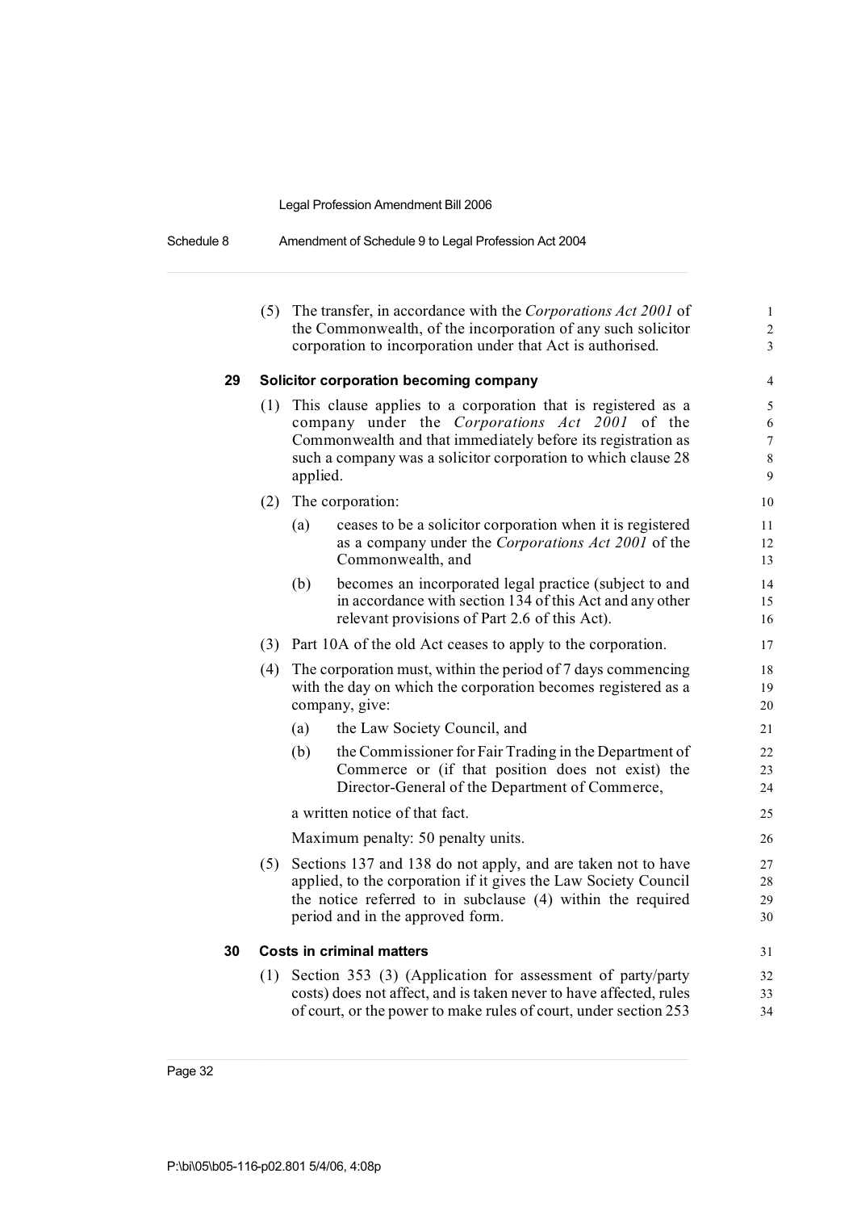(5) The transfer, in accordance with the *Corporations Act 2001* of the Commonwealth, of the incorporation of any such solicitor corporation to incorporation under that Act is authorised.

### 29 Solicitor corporation becoming company

(1) This clause applies to a corporation that is registered as a company under the *Corporations Act 2001* of the Commonwealth and that immediately before its registration as such a company was a solicitor corporation to which clause 28 applied.

(2) The corporation:

(a) ceases to be a solicitor corporation when it is registered as a company under the *Corporations Act 2001* of the Commonwealth, and

(b) becomes an incorporated legal practice (subject to and in accordance with section 134 of this Act and any other relevant provisions of Part 2.6 of this Act).

(3) Part 10A of the old Act ceases to apply to the corporation.

(4) The corporation must, within the period of 7 days commencing with the day on which the corporation becomes registered as a company, give:

(a) the Law Society Council, and

(b) the Commissioner for Fair Trading in the Department of Commerce or (if that position does not exist) the Director-General of the Department of Commerce,

a written notice of that fact.

Maximum penalty: 50 penalty units.

(5) Sections 137 and 138 do not apply, and are taken not to have applied, to the corporation if it gives the Law Society Council the notice referred to in subclause (4) within the required period and in the approved form.

### 30 Costs in criminal matters

(1) Section 353 (3) (Application for assessment of party/party costs) does not affect, and is taken never to have affected, rules of court, or the power to make rules of court, under section 253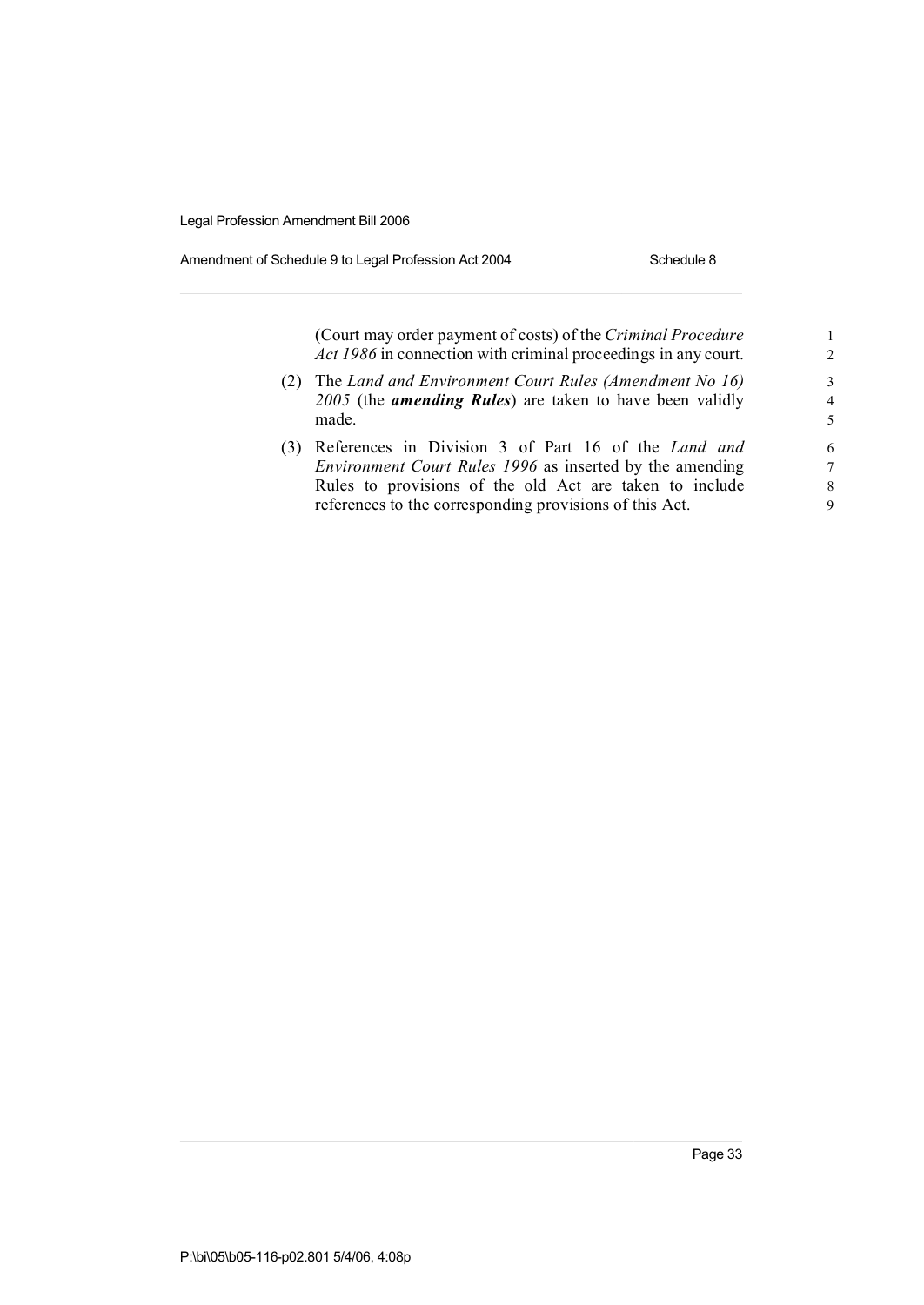(Court may order payment of costs) of the *Criminal Procedure Act 1986* in connection with criminal proceedings in any court.

(2) The *Land and Environment Court Rules (Amendment No 16) 2005* (the ***amending Rules***) are taken to have been validly made.

(3) References in Division 3 of Part 16 of the *Land and Environment Court Rules 1996* as inserted by the amending Rules to provisions of the old Act are taken to include references to the corresponding provisions of this Act.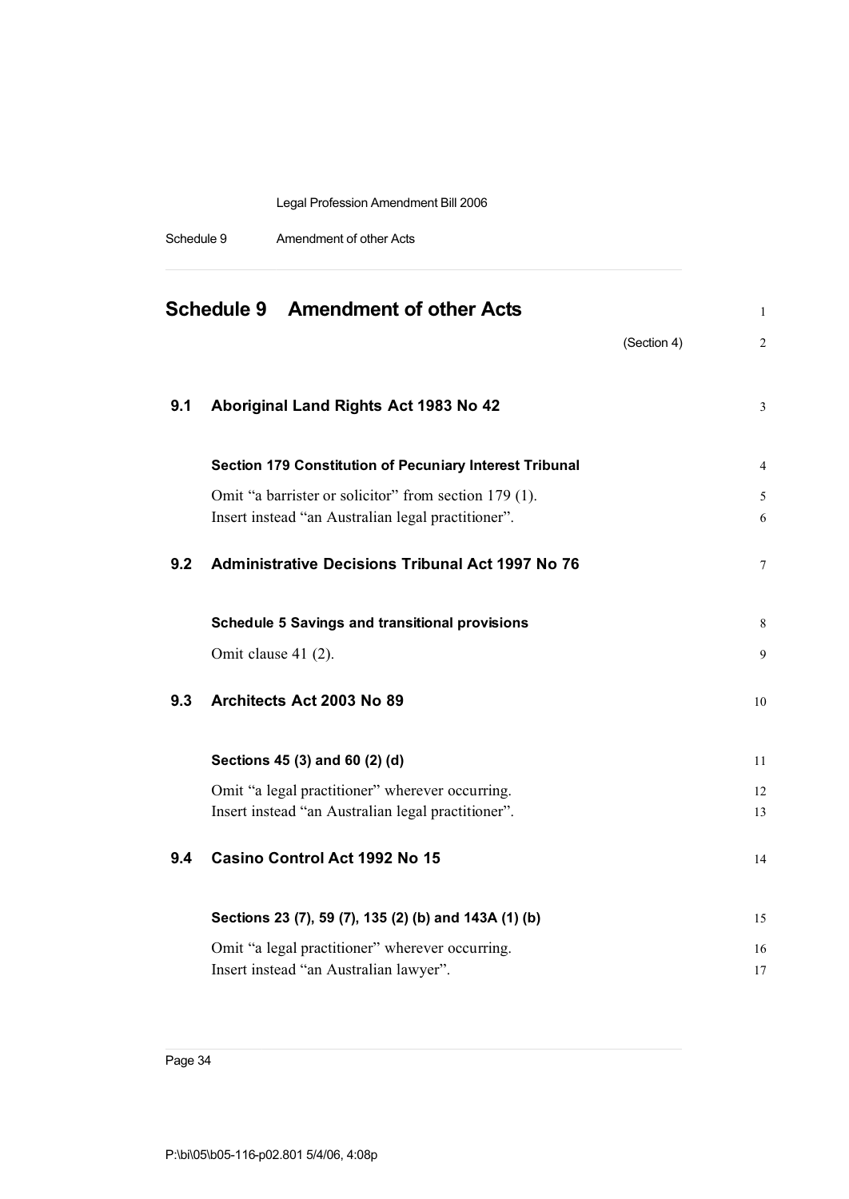# Schedule 9 Amendment of other Acts

(Section 4)

## 9.1 Aboriginal Land Rights Act 1983 No 42

### Section 179 Constitution of Pecuniary Interest Tribunal

Omit "a barrister or solicitor" from section 179 (1).
Insert instead "an Australian legal practitioner".

## 9.2 Administrative Decisions Tribunal Act 1997 No 76

### Schedule 5 Savings and transitional provisions

Omit clause 41 (2).

## 9.3 Architects Act 2003 No 89

### Sections 45 (3) and 60 (2) (d)

Omit "a legal practitioner" wherever occurring.
Insert instead "an Australian legal practitioner".

## 9.4 Casino Control Act 1992 No 15

### Sections 23 (7), 59 (7), 135 (2) (b) and 143A (1) (b)

Omit "a legal practitioner" wherever occurring.
Insert instead "an Australian lawyer".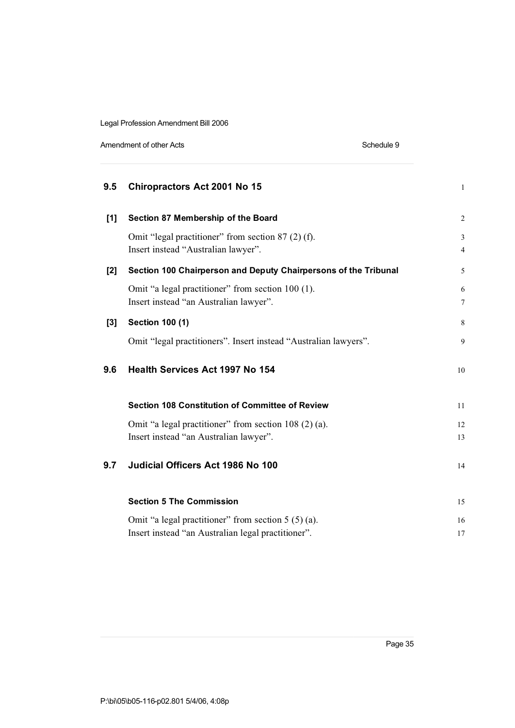## 9.5 Chiropractors Act 2001 No 15

### [1] Section 87 Membership of the Board

Omit "legal practitioner" from section 87 (2) (f).
Insert instead "Australian lawyer".

### [2] Section 100 Chairperson and Deputy Chairpersons of the Tribunal

Omit "a legal practitioner" from section 100 (1).
Insert instead "an Australian lawyer".

### [3] Section 100 (1)

Omit "legal practitioners". Insert instead "Australian lawyers".

## 9.6 Health Services Act 1997 No 154

### Section 108 Constitution of Committee of Review

Omit "a legal practitioner" from section 108 (2) (a).
Insert instead "an Australian lawyer".

## 9.7 Judicial Officers Act 1986 No 100

### Section 5 The Commission

Omit "a legal practitioner" from section 5 (5) (a).
Insert instead "an Australian legal practitioner".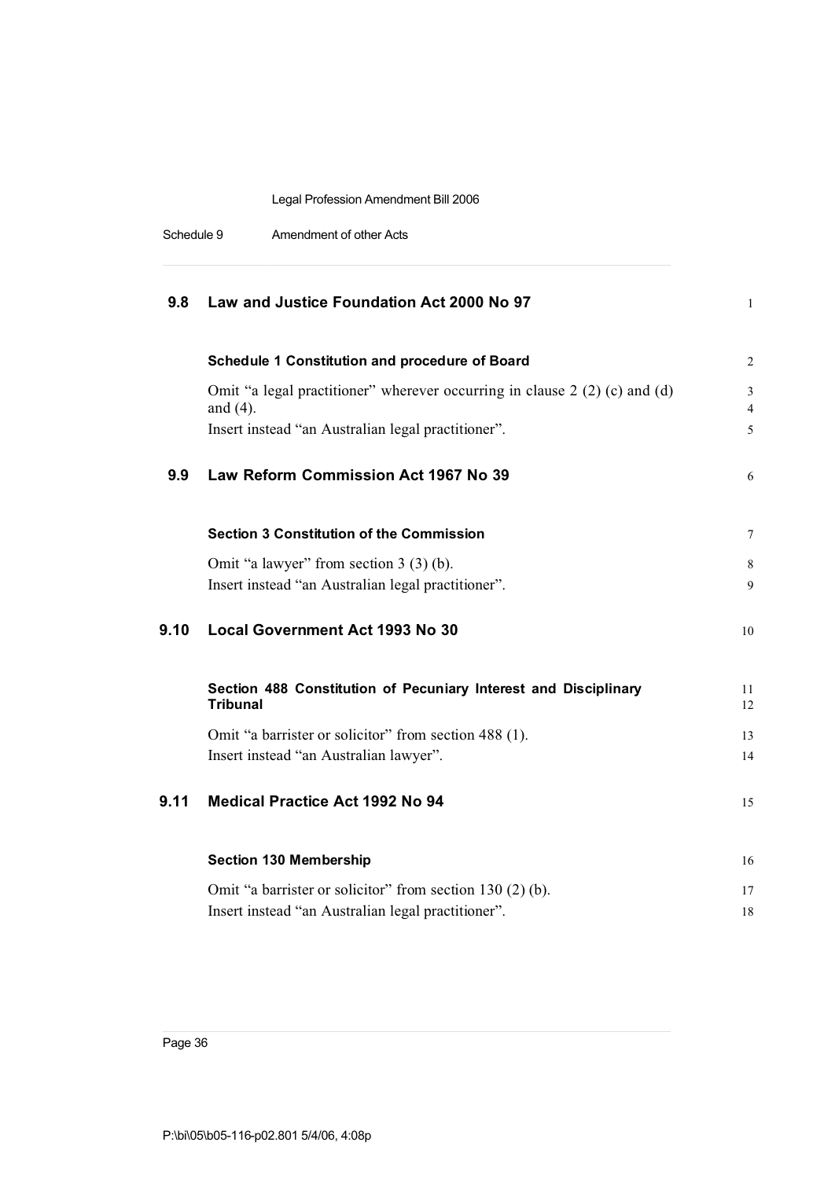## 9.8 Law and Justice Foundation Act 2000 No 97

### Schedule 1 Constitution and procedure of Board

Omit "a legal practitioner" wherever occurring in clause 2 (2) (c) and (d) and (4).

Insert instead "an Australian legal practitioner".

## 9.9 Law Reform Commission Act 1967 No 39

### Section 3 Constitution of the Commission

Omit "a lawyer" from section 3 (3) (b).

Insert instead "an Australian legal practitioner".

## 9.10 Local Government Act 1993 No 30

### Section 488 Constitution of Pecuniary Interest and Disciplinary Tribunal

Omit "a barrister or solicitor" from section 488 (1).

Insert instead "an Australian lawyer".

## 9.11 Medical Practice Act 1992 No 94

### Section 130 Membership

Omit "a barrister or solicitor" from section 130 (2) (b).

Insert instead "an Australian legal practitioner".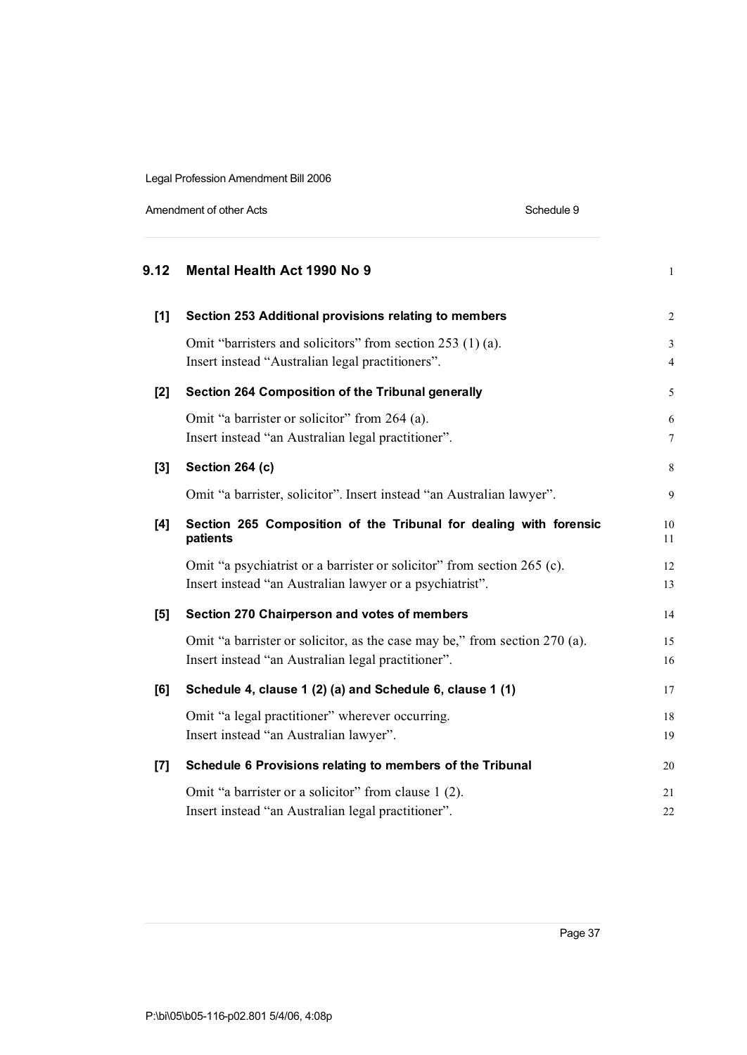## 9.12 Mental Health Act 1990 No 9

### [1] Section 253 Additional provisions relating to members

Omit "barristers and solicitors" from section 253 (1) (a).
Insert instead "Australian legal practitioners".

### [2] Section 264 Composition of the Tribunal generally

Omit "a barrister or solicitor" from 264 (a).
Insert instead "an Australian legal practitioner".

### [3] Section 264 (c)

Omit "a barrister, solicitor". Insert instead "an Australian lawyer".

### [4] Section 265 Composition of the Tribunal for dealing with forensic patients

Omit "a psychiatrist or a barrister or solicitor" from section 265 (c).
Insert instead "an Australian lawyer or a psychiatrist".

### [5] Section 270 Chairperson and votes of members

Omit "a barrister or solicitor, as the case may be," from section 270 (a).
Insert instead "an Australian legal practitioner".

### [6] Schedule 4, clause 1 (2) (a) and Schedule 6, clause 1 (1)

Omit "a legal practitioner" wherever occurring.
Insert instead "an Australian lawyer".

### [7] Schedule 6 Provisions relating to members of the Tribunal

Omit "a barrister or a solicitor" from clause 1 (2).
Insert instead "an Australian legal practitioner".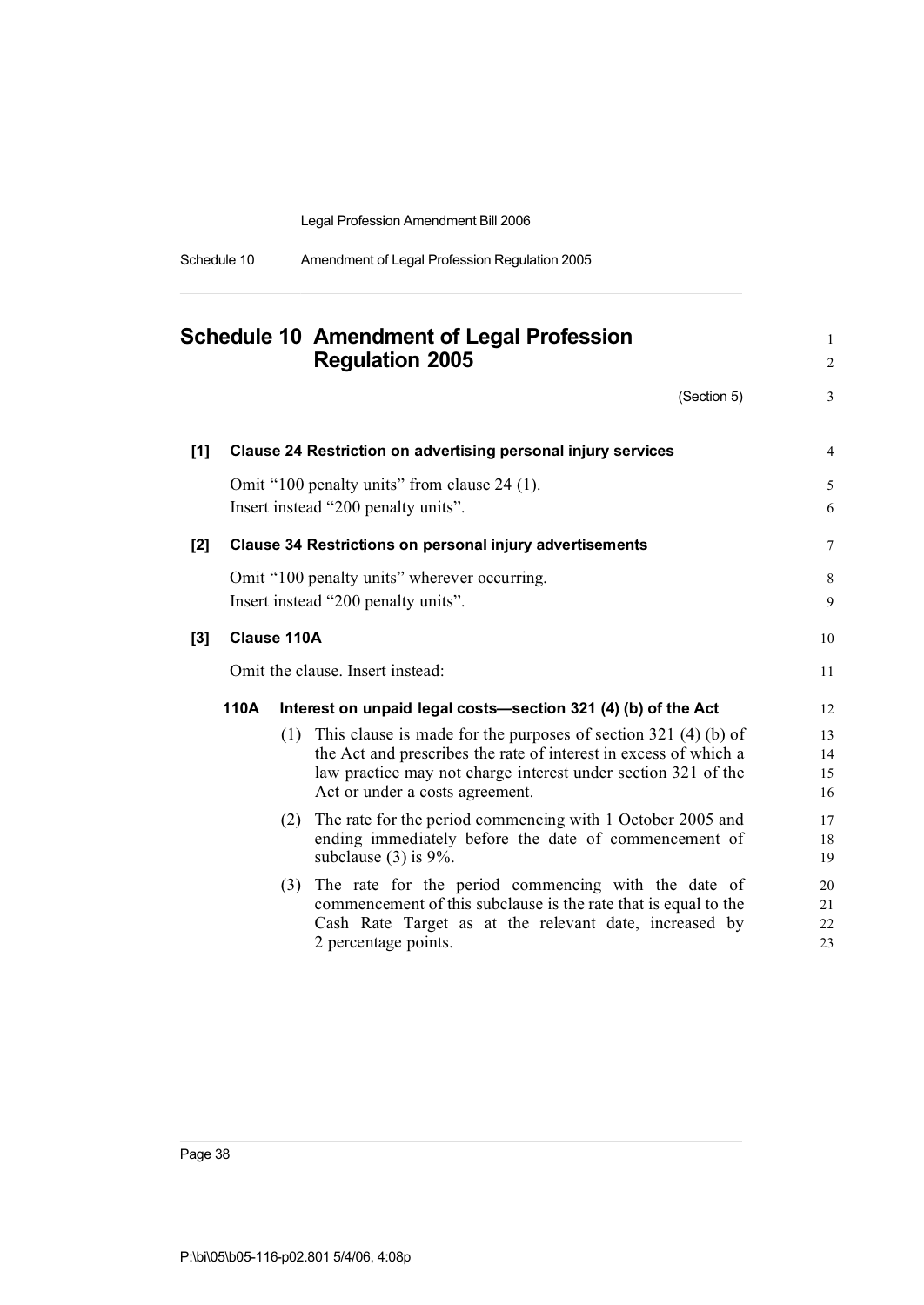# Schedule 10 Amendment of Legal Profession Regulation 2005

(Section 5)

**[1] Clause 24 Restriction on advertising personal injury services**

Omit "100 penalty units" from clause 24 (1).
Insert instead "200 penalty units".

**[2] Clause 34 Restrictions on personal injury advertisements**

Omit "100 penalty units" wherever occurring.
Insert instead "200 penalty units".

**[3] Clause 110A**

Omit the clause. Insert instead:

**110A Interest on unpaid legal costs—section 321 (4) (b) of the Act**

(1) This clause is made for the purposes of section 321 (4) (b) of the Act and prescribes the rate of interest in excess of which a law practice may not charge interest under section 321 of the Act or under a costs agreement.

(2) The rate for the period commencing with 1 October 2005 and ending immediately before the date of commencement of subclause (3) is 9%.

(3) The rate for the period commencing with the date of commencement of this subclause is the rate that is equal to the Cash Rate Target as at the relevant date, increased by 2 percentage points.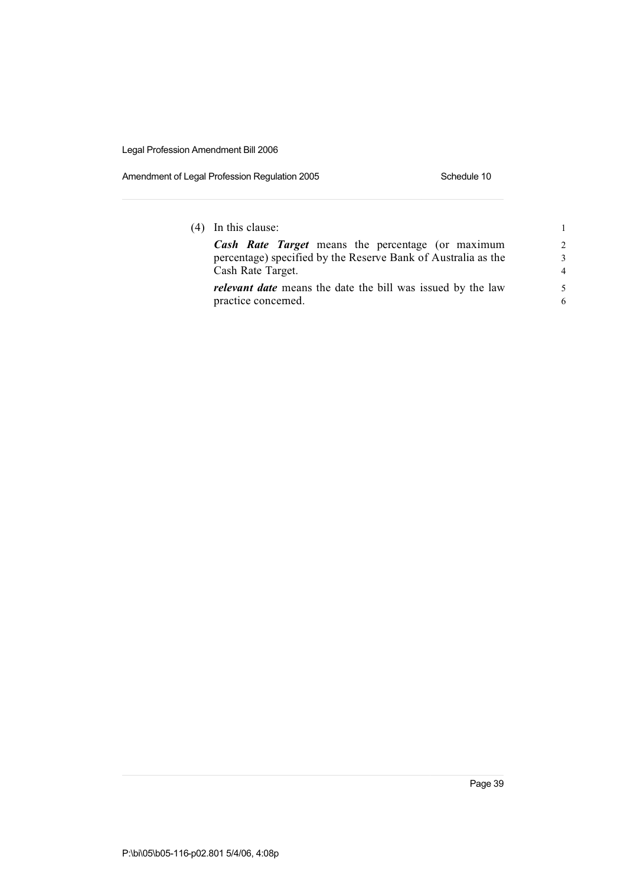(4) In this clause:

***Cash Rate Target*** means the percentage (or maximum percentage) specified by the Reserve Bank of Australia as the Cash Rate Target.

***relevant date*** means the date the bill was issued by the law practice concerned.